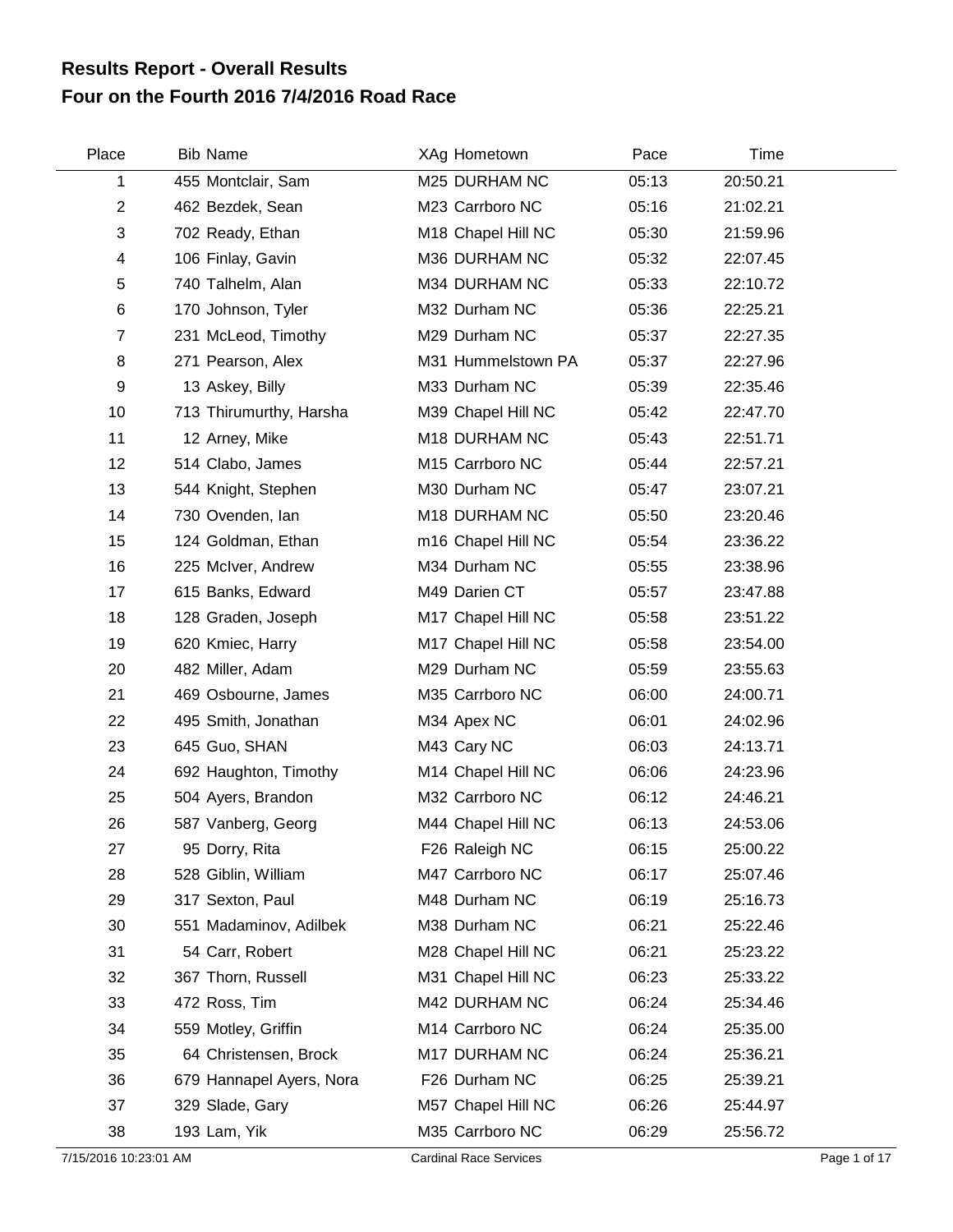# Results Report - Overall Results
# Four on the Fourth 2016 7/4/2016 Road Race

| Place | Bib | Name | XAg | Hometown | Pace | Time |
|---|---|---|---|---|---|---|
| 1 | 455 | Montclair, Sam | M25 | DURHAM NC | 05:13 | 20:50.21 |
| 2 | 462 | Bezdek, Sean | M23 | Carrboro NC | 05:16 | 21:02.21 |
| 3 | 702 | Ready, Ethan | M18 | Chapel Hill NC | 05:30 | 21:59.96 |
| 4 | 106 | Finlay, Gavin | M36 | DURHAM NC | 05:32 | 22:07.45 |
| 5 | 740 | Talhelm, Alan | M34 | DURHAM NC | 05:33 | 22:10.72 |
| 6 | 170 | Johnson, Tyler | M32 | Durham NC | 05:36 | 22:25.21 |
| 7 | 231 | McLeod, Timothy | M29 | Durham NC | 05:37 | 22:27.35 |
| 8 | 271 | Pearson, Alex | M31 | Hummelstown PA | 05:37 | 22:27.96 |
| 9 | 13 | Askey, Billy | M33 | Durham NC | 05:39 | 22:35.46 |
| 10 | 713 | Thirumurthy, Harsha | M39 | Chapel Hill NC | 05:42 | 22:47.70 |
| 11 | 12 | Arney, Mike | M18 | DURHAM NC | 05:43 | 22:51.71 |
| 12 | 514 | Clabo, James | M15 | Carrboro NC | 05:44 | 22:57.21 |
| 13 | 544 | Knight, Stephen | M30 | Durham NC | 05:47 | 23:07.21 |
| 14 | 730 | Ovenden, Ian | M18 | DURHAM NC | 05:50 | 23:20.46 |
| 15 | 124 | Goldman, Ethan | m16 | Chapel Hill NC | 05:54 | 23:36.22 |
| 16 | 225 | McIver, Andrew | M34 | Durham NC | 05:55 | 23:38.96 |
| 17 | 615 | Banks, Edward | M49 | Darien CT | 05:57 | 23:47.88 |
| 18 | 128 | Graden, Joseph | M17 | Chapel Hill NC | 05:58 | 23:51.22 |
| 19 | 620 | Kmiec, Harry | M17 | Chapel Hill NC | 05:58 | 23:54.00 |
| 20 | 482 | Miller, Adam | M29 | Durham NC | 05:59 | 23:55.63 |
| 21 | 469 | Osbourne, James | M35 | Carrboro NC | 06:00 | 24:00.71 |
| 22 | 495 | Smith, Jonathan | M34 | Apex NC | 06:01 | 24:02.96 |
| 23 | 645 | Guo, SHAN | M43 | Cary NC | 06:03 | 24:13.71 |
| 24 | 692 | Haughton, Timothy | M14 | Chapel Hill NC | 06:06 | 24:23.96 |
| 25 | 504 | Ayers, Brandon | M32 | Carrboro NC | 06:12 | 24:46.21 |
| 26 | 587 | Vanberg, Georg | M44 | Chapel Hill NC | 06:13 | 24:53.06 |
| 27 | 95 | Dorry, Rita | F26 | Raleigh NC | 06:15 | 25:00.22 |
| 28 | 528 | Giblin, William | M47 | Carrboro NC | 06:17 | 25:07.46 |
| 29 | 317 | Sexton, Paul | M48 | Durham NC | 06:19 | 25:16.73 |
| 30 | 551 | Madaminov, Adilbek | M38 | Durham NC | 06:21 | 25:22.46 |
| 31 | 54 | Carr, Robert | M28 | Chapel Hill NC | 06:21 | 25:23.22 |
| 32 | 367 | Thorn, Russell | M31 | Chapel Hill NC | 06:23 | 25:33.22 |
| 33 | 472 | Ross, Tim | M42 | DURHAM NC | 06:24 | 25:34.46 |
| 34 | 559 | Motley, Griffin | M14 | Carrboro NC | 06:24 | 25:35.00 |
| 35 | 64 | Christensen, Brock | M17 | DURHAM NC | 06:24 | 25:36.21 |
| 36 | 679 | Hannapel Ayers, Nora | F26 | Durham NC | 06:25 | 25:39.21 |
| 37 | 329 | Slade, Gary | M57 | Chapel Hill NC | 06:26 | 25:44.97 |
| 38 | 193 | Lam, Yik | M35 | Carrboro NC | 06:29 | 25:56.72 |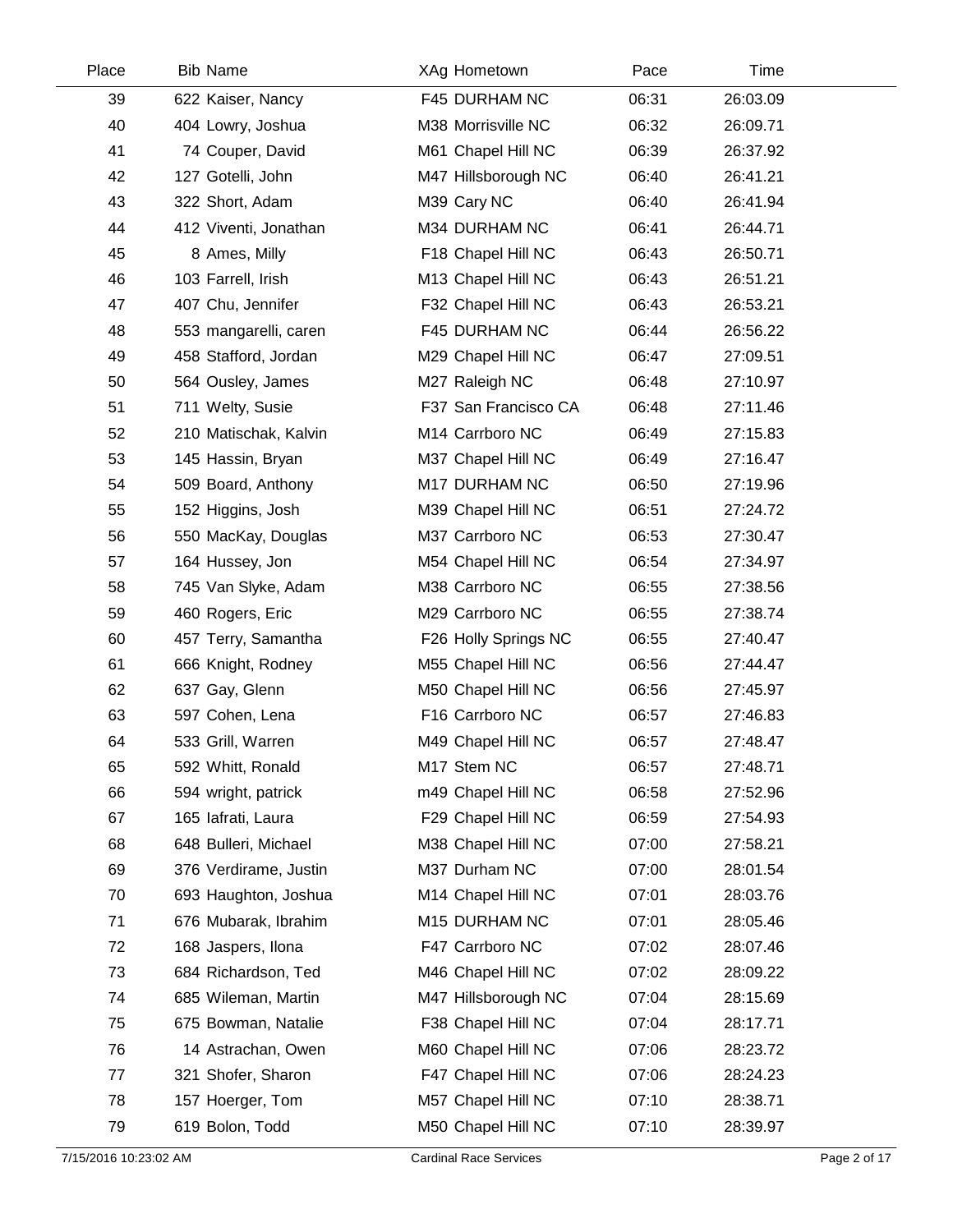| Place | Bib | Name | XAg | Hometown | Pace | Time |
|---|---|---|---|---|---|---|
| 39 | 622 | Kaiser, Nancy | F45 | DURHAM NC | 06:31 | 26:03.09 |
| 40 | 404 | Lowry, Joshua | M38 | Morrisville NC | 06:32 | 26:09.71 |
| 41 | 74 | Couper, David | M61 | Chapel Hill NC | 06:39 | 26:37.92 |
| 42 | 127 | Gotelli, John | M47 | Hillsborough NC | 06:40 | 26:41.21 |
| 43 | 322 | Short, Adam | M39 | Cary NC | 06:40 | 26:41.94 |
| 44 | 412 | Viventi, Jonathan | M34 | DURHAM NC | 06:41 | 26:44.71 |
| 45 | 8 | Ames, Milly | F18 | Chapel Hill NC | 06:43 | 26:50.71 |
| 46 | 103 | Farrell, Irish | M13 | Chapel Hill NC | 06:43 | 26:51.21 |
| 47 | 407 | Chu, Jennifer | F32 | Chapel Hill NC | 06:43 | 26:53.21 |
| 48 | 553 | mangarelli, caren | F45 | DURHAM NC | 06:44 | 26:56.22 |
| 49 | 458 | Stafford, Jordan | M29 | Chapel Hill NC | 06:47 | 27:09.51 |
| 50 | 564 | Ousley, James | M27 | Raleigh NC | 06:48 | 27:10.97 |
| 51 | 711 | Welty, Susie | F37 | San Francisco CA | 06:48 | 27:11.46 |
| 52 | 210 | Matischak, Kalvin | M14 | Carrboro NC | 06:49 | 27:15.83 |
| 53 | 145 | Hassin, Bryan | M37 | Chapel Hill NC | 06:49 | 27:16.47 |
| 54 | 509 | Board, Anthony | M17 | DURHAM NC | 06:50 | 27:19.96 |
| 55 | 152 | Higgins, Josh | M39 | Chapel Hill NC | 06:51 | 27:24.72 |
| 56 | 550 | MacKay, Douglas | M37 | Carrboro NC | 06:53 | 27:30.47 |
| 57 | 164 | Hussey, Jon | M54 | Chapel Hill NC | 06:54 | 27:34.97 |
| 58 | 745 | Van Slyke, Adam | M38 | Carrboro NC | 06:55 | 27:38.56 |
| 59 | 460 | Rogers, Eric | M29 | Carrboro NC | 06:55 | 27:38.74 |
| 60 | 457 | Terry, Samantha | F26 | Holly Springs NC | 06:55 | 27:40.47 |
| 61 | 666 | Knight, Rodney | M55 | Chapel Hill NC | 06:56 | 27:44.47 |
| 62 | 637 | Gay, Glenn | M50 | Chapel Hill NC | 06:56 | 27:45.97 |
| 63 | 597 | Cohen, Lena | F16 | Carrboro NC | 06:57 | 27:46.83 |
| 64 | 533 | Grill, Warren | M49 | Chapel Hill NC | 06:57 | 27:48.47 |
| 65 | 592 | Whitt, Ronald | M17 | Stem NC | 06:57 | 27:48.71 |
| 66 | 594 | wright, patrick | m49 | Chapel Hill NC | 06:58 | 27:52.96 |
| 67 | 165 | Iafrati, Laura | F29 | Chapel Hill NC | 06:59 | 27:54.93 |
| 68 | 648 | Bulleri, Michael | M38 | Chapel Hill NC | 07:00 | 27:58.21 |
| 69 | 376 | Verdirame, Justin | M37 | Durham NC | 07:00 | 28:01.54 |
| 70 | 693 | Haughton, Joshua | M14 | Chapel Hill NC | 07:01 | 28:03.76 |
| 71 | 676 | Mubarak, Ibrahim | M15 | DURHAM NC | 07:01 | 28:05.46 |
| 72 | 168 | Jaspers, Ilona | F47 | Carrboro NC | 07:02 | 28:07.46 |
| 73 | 684 | Richardson, Ted | M46 | Chapel Hill NC | 07:02 | 28:09.22 |
| 74 | 685 | Wileman, Martin | M47 | Hillsborough NC | 07:04 | 28:15.69 |
| 75 | 675 | Bowman, Natalie | F38 | Chapel Hill NC | 07:04 | 28:17.71 |
| 76 | 14 | Astrachan, Owen | M60 | Chapel Hill NC | 07:06 | 28:23.72 |
| 77 | 321 | Shofer, Sharon | F47 | Chapel Hill NC | 07:06 | 28:24.23 |
| 78 | 157 | Hoerger, Tom | M57 | Chapel Hill NC | 07:10 | 28:38.71 |
| 79 | 619 | Bolon, Todd | M50 | Chapel Hill NC | 07:10 | 28:39.97 |

7/15/2016 10:23:02 AM Cardinal Race Services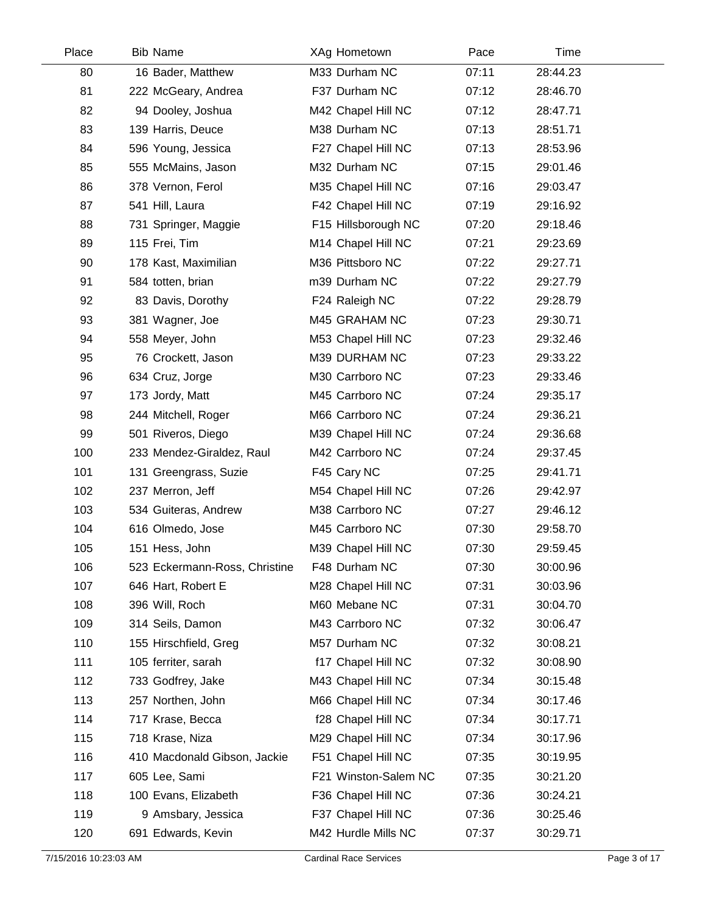| Place | Bib | Name | XAg | Hometown | Pace | Time |
|---|---|---|---|---|---|---|
| 80 | 16 | Bader, Matthew | M33 | Durham NC | 07:11 | 28:44.23 |
| 81 | 222 | McGeary, Andrea | F37 | Durham NC | 07:12 | 28:46.70 |
| 82 | 94 | Dooley, Joshua | M42 | Chapel Hill NC | 07:12 | 28:47.71 |
| 83 | 139 | Harris, Deuce | M38 | Durham NC | 07:13 | 28:51.71 |
| 84 | 596 | Young, Jessica | F27 | Chapel Hill NC | 07:13 | 28:53.96 |
| 85 | 555 | McMains, Jason | M32 | Durham NC | 07:15 | 29:01.46 |
| 86 | 378 | Vernon, Ferol | M35 | Chapel Hill NC | 07:16 | 29:03.47 |
| 87 | 541 | Hill, Laura | F42 | Chapel Hill NC | 07:19 | 29:16.92 |
| 88 | 731 | Springer, Maggie | F15 | Hillsborough NC | 07:20 | 29:18.46 |
| 89 | 115 | Frei, Tim | M14 | Chapel Hill NC | 07:21 | 29:23.69 |
| 90 | 178 | Kast, Maximilian | M36 | Pittsboro NC | 07:22 | 29:27.71 |
| 91 | 584 | totten, brian | m39 | Durham NC | 07:22 | 29:27.79 |
| 92 | 83 | Davis, Dorothy | F24 | Raleigh NC | 07:22 | 29:28.79 |
| 93 | 381 | Wagner, Joe | M45 | GRAHAM NC | 07:23 | 29:30.71 |
| 94 | 558 | Meyer, John | M53 | Chapel Hill NC | 07:23 | 29:32.46 |
| 95 | 76 | Crockett, Jason | M39 | DURHAM NC | 07:23 | 29:33.22 |
| 96 | 634 | Cruz, Jorge | M30 | Carrboro NC | 07:23 | 29:33.46 |
| 97 | 173 | Jordy, Matt | M45 | Carrboro NC | 07:24 | 29:35.17 |
| 98 | 244 | Mitchell, Roger | M66 | Carrboro NC | 07:24 | 29:36.21 |
| 99 | 501 | Riveros, Diego | M39 | Chapel Hill NC | 07:24 | 29:36.68 |
| 100 | 233 | Mendez-Giraldez, Raul | M42 | Carrboro NC | 07:24 | 29:37.45 |
| 101 | 131 | Greengrass, Suzie | F45 | Cary NC | 07:25 | 29:41.71 |
| 102 | 237 | Merron, Jeff | M54 | Chapel Hill NC | 07:26 | 29:42.97 |
| 103 | 534 | Guiteras, Andrew | M38 | Carrboro NC | 07:27 | 29:46.12 |
| 104 | 616 | Olmedo, Jose | M45 | Carrboro NC | 07:30 | 29:58.70 |
| 105 | 151 | Hess, John | M39 | Chapel Hill NC | 07:30 | 29:59.45 |
| 106 | 523 | Eckermann-Ross, Christine | F48 | Durham NC | 07:30 | 30:00.96 |
| 107 | 646 | Hart, Robert E | M28 | Chapel Hill NC | 07:31 | 30:03.96 |
| 108 | 396 | Will, Roch | M60 | Mebane NC | 07:31 | 30:04.70 |
| 109 | 314 | Seils, Damon | M43 | Carrboro NC | 07:32 | 30:06.47 |
| 110 | 155 | Hirschfield, Greg | M57 | Durham NC | 07:32 | 30:08.21 |
| 111 | 105 | ferriter, sarah | f17 | Chapel Hill NC | 07:32 | 30:08.90 |
| 112 | 733 | Godfrey, Jake | M43 | Chapel Hill NC | 07:34 | 30:15.48 |
| 113 | 257 | Northen, John | M66 | Chapel Hill NC | 07:34 | 30:17.46 |
| 114 | 717 | Krase, Becca | f28 | Chapel Hill NC | 07:34 | 30:17.71 |
| 115 | 718 | Krase, Niza | M29 | Chapel Hill NC | 07:34 | 30:17.96 |
| 116 | 410 | Macdonald Gibson, Jackie | F51 | Chapel Hill NC | 07:35 | 30:19.95 |
| 117 | 605 | Lee, Sami | F21 | Winston-Salem NC | 07:35 | 30:21.20 |
| 118 | 100 | Evans, Elizabeth | F36 | Chapel Hill NC | 07:36 | 30:24.21 |
| 119 | 9 | Amsbary, Jessica | F37 | Chapel Hill NC | 07:36 | 30:25.46 |
| 120 | 691 | Edwards, Kevin | M42 | Hurdle Mills NC | 07:37 | 30:29.71 |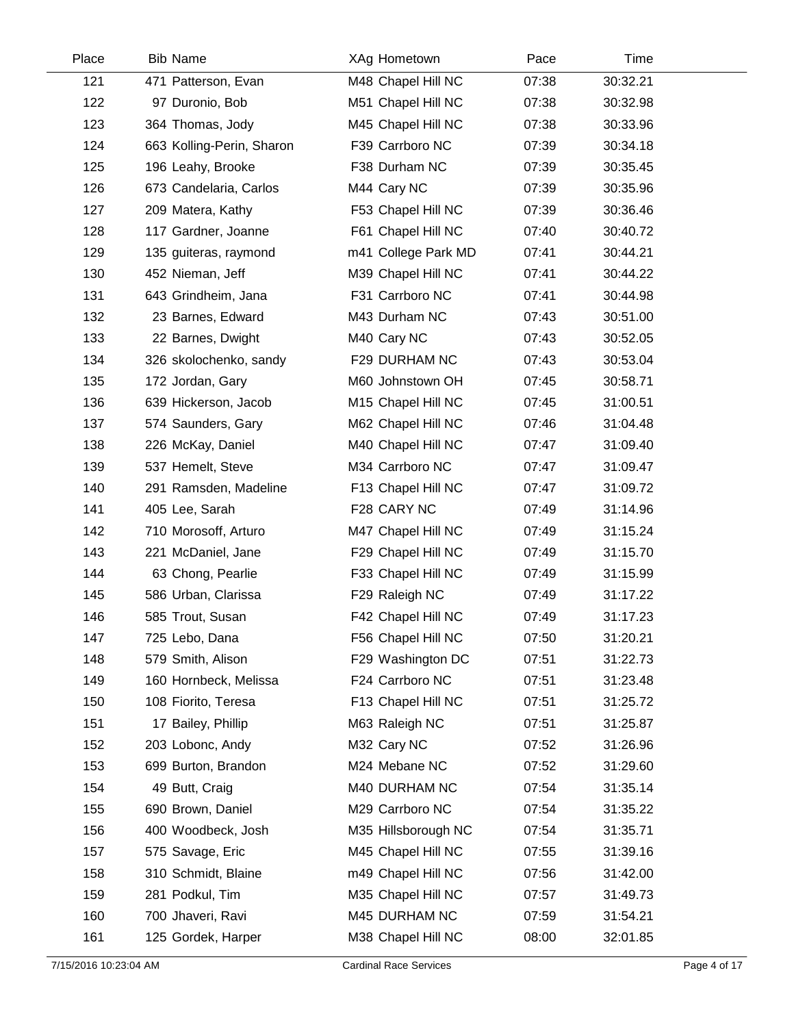| Place | Bib | Name | XAg | Hometown | Pace | Time |
|---|---|---|---|---|---|---|
| 121 | 471 | Patterson, Evan | M48 | Chapel Hill NC | 07:38 | 30:32.21 |
| 122 | 97 | Duronio, Bob | M51 | Chapel Hill NC | 07:38 | 30:32.98 |
| 123 | 364 | Thomas, Jody | M45 | Chapel Hill NC | 07:38 | 30:33.96 |
| 124 | 663 | Kolling-Perin, Sharon | F39 | Carrboro NC | 07:39 | 30:34.18 |
| 125 | 196 | Leahy, Brooke | F38 | Durham NC | 07:39 | 30:35.45 |
| 126 | 673 | Candelaria, Carlos | M44 | Cary NC | 07:39 | 30:35.96 |
| 127 | 209 | Matera, Kathy | F53 | Chapel Hill NC | 07:39 | 30:36.46 |
| 128 | 117 | Gardner, Joanne | F61 | Chapel Hill NC | 07:40 | 30:40.72 |
| 129 | 135 | guiteras, raymond | m41 | College Park MD | 07:41 | 30:44.21 |
| 130 | 452 | Nieman, Jeff | M39 | Chapel Hill NC | 07:41 | 30:44.22 |
| 131 | 643 | Grindheim, Jana | F31 | Carrboro NC | 07:41 | 30:44.98 |
| 132 | 23 | Barnes, Edward | M43 | Durham NC | 07:43 | 30:51.00 |
| 133 | 22 | Barnes, Dwight | M40 | Cary NC | 07:43 | 30:52.05 |
| 134 | 326 | skolochenko, sandy | F29 | DURHAM NC | 07:43 | 30:53.04 |
| 135 | 172 | Jordan, Gary | M60 | Johnstown OH | 07:45 | 30:58.71 |
| 136 | 639 | Hickerson, Jacob | M15 | Chapel Hill NC | 07:45 | 31:00.51 |
| 137 | 574 | Saunders, Gary | M62 | Chapel Hill NC | 07:46 | 31:04.48 |
| 138 | 226 | McKay, Daniel | M40 | Chapel Hill NC | 07:47 | 31:09.40 |
| 139 | 537 | Hemelt, Steve | M34 | Carrboro NC | 07:47 | 31:09.47 |
| 140 | 291 | Ramsden, Madeline | F13 | Chapel Hill NC | 07:47 | 31:09.72 |
| 141 | 405 | Lee, Sarah | F28 | CARY NC | 07:49 | 31:14.96 |
| 142 | 710 | Morosoff, Arturo | M47 | Chapel Hill NC | 07:49 | 31:15.24 |
| 143 | 221 | McDaniel, Jane | F29 | Chapel Hill NC | 07:49 | 31:15.70 |
| 144 | 63 | Chong, Pearlie | F33 | Chapel Hill NC | 07:49 | 31:15.99 |
| 145 | 586 | Urban, Clarissa | F29 | Raleigh NC | 07:49 | 31:17.22 |
| 146 | 585 | Trout, Susan | F42 | Chapel Hill NC | 07:49 | 31:17.23 |
| 147 | 725 | Lebo, Dana | F56 | Chapel Hill NC | 07:50 | 31:20.21 |
| 148 | 579 | Smith, Alison | F29 | Washington DC | 07:51 | 31:22.73 |
| 149 | 160 | Hornbeck, Melissa | F24 | Carrboro NC | 07:51 | 31:23.48 |
| 150 | 108 | Fiorito, Teresa | F13 | Chapel Hill NC | 07:51 | 31:25.72 |
| 151 | 17 | Bailey, Phillip | M63 | Raleigh NC | 07:51 | 31:25.87 |
| 152 | 203 | Lobonc, Andy | M32 | Cary NC | 07:52 | 31:26.96 |
| 153 | 699 | Burton, Brandon | M24 | Mebane NC | 07:52 | 31:29.60 |
| 154 | 49 | Butt, Craig | M40 | DURHAM NC | 07:54 | 31:35.14 |
| 155 | 690 | Brown, Daniel | M29 | Carrboro NC | 07:54 | 31:35.22 |
| 156 | 400 | Woodbeck, Josh | M35 | Hillsborough NC | 07:54 | 31:35.71 |
| 157 | 575 | Savage, Eric | M45 | Chapel Hill NC | 07:55 | 31:39.16 |
| 158 | 310 | Schmidt, Blaine | m49 | Chapel Hill NC | 07:56 | 31:42.00 |
| 159 | 281 | Podkul, Tim | M35 | Chapel Hill NC | 07:57 | 31:49.73 |
| 160 | 700 | Jhaveri, Ravi | M45 | DURHAM NC | 07:59 | 31:54.21 |
| 161 | 125 | Gordek, Harper | M38 | Chapel Hill NC | 08:00 | 32:01.85 |

7/15/2016 10:23:04 AM — Cardinal Race Services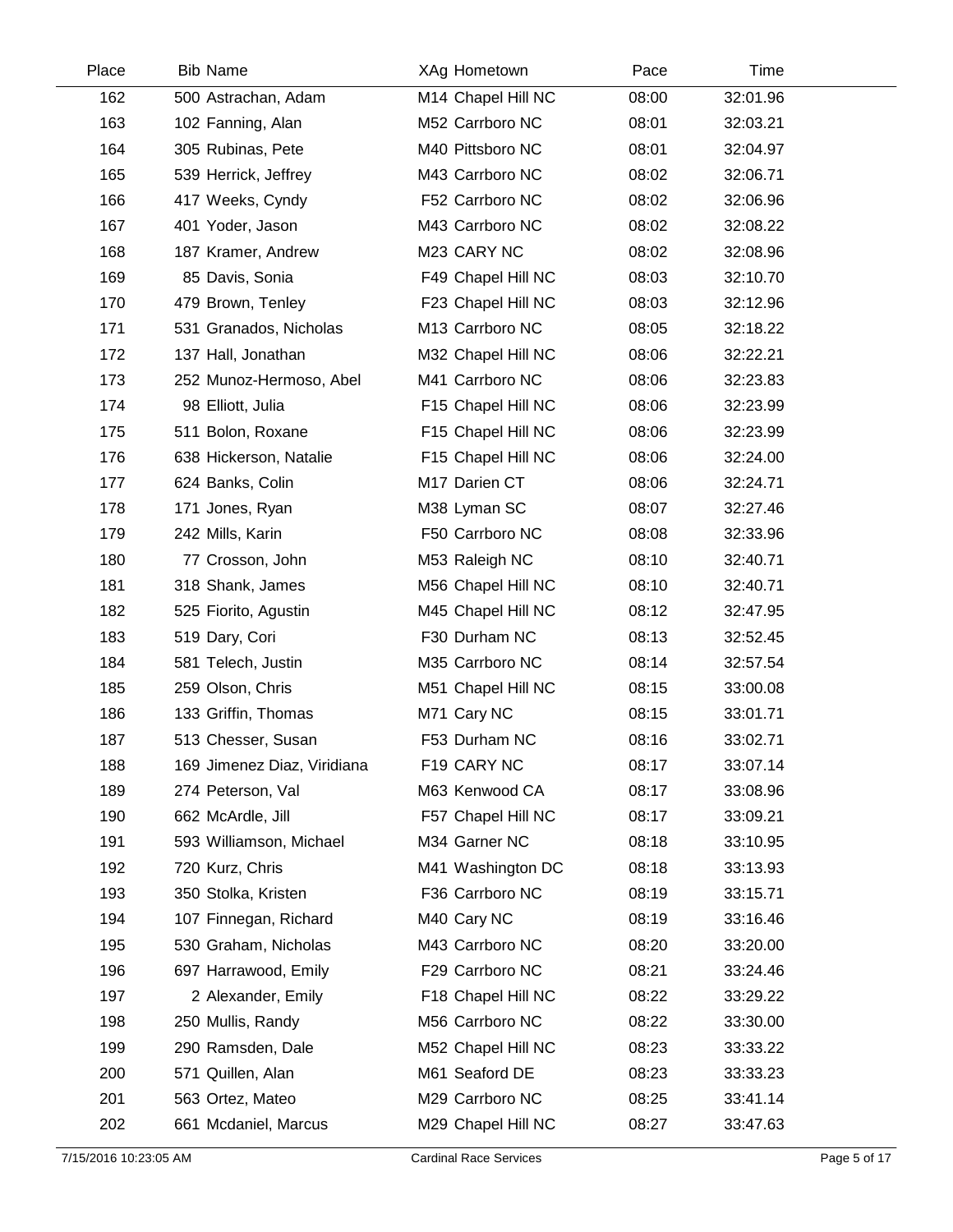| Place | Bib | Name | XAg | Hometown | Pace | Time |
|---|---|---|---|---|---|---|
| 162 | 500 | Astrachan, Adam | M14 | Chapel Hill NC | 08:00 | 32:01.96 |
| 163 | 102 | Fanning, Alan | M52 | Carrboro NC | 08:01 | 32:03.21 |
| 164 | 305 | Rubinas, Pete | M40 | Pittsboro NC | 08:01 | 32:04.97 |
| 165 | 539 | Herrick, Jeffrey | M43 | Carrboro NC | 08:02 | 32:06.71 |
| 166 | 417 | Weeks, Cyndy | F52 | Carrboro NC | 08:02 | 32:06.96 |
| 167 | 401 | Yoder, Jason | M43 | Carrboro NC | 08:02 | 32:08.22 |
| 168 | 187 | Kramer, Andrew | M23 | CARY NC | 08:02 | 32:08.96 |
| 169 | 85 | Davis, Sonia | F49 | Chapel Hill NC | 08:03 | 32:10.70 |
| 170 | 479 | Brown, Tenley | F23 | Chapel Hill NC | 08:03 | 32:12.96 |
| 171 | 531 | Granados, Nicholas | M13 | Carrboro NC | 08:05 | 32:18.22 |
| 172 | 137 | Hall, Jonathan | M32 | Chapel Hill NC | 08:06 | 32:22.21 |
| 173 | 252 | Munoz-Hermoso, Abel | M41 | Carrboro NC | 08:06 | 32:23.83 |
| 174 | 98 | Elliott, Julia | F15 | Chapel Hill NC | 08:06 | 32:23.99 |
| 175 | 511 | Bolon, Roxane | F15 | Chapel Hill NC | 08:06 | 32:23.99 |
| 176 | 638 | Hickerson, Natalie | F15 | Chapel Hill NC | 08:06 | 32:24.00 |
| 177 | 624 | Banks, Colin | M17 | Darien CT | 08:06 | 32:24.71 |
| 178 | 171 | Jones, Ryan | M38 | Lyman SC | 08:07 | 32:27.46 |
| 179 | 242 | Mills, Karin | F50 | Carrboro NC | 08:08 | 32:33.96 |
| 180 | 77 | Crosson, John | M53 | Raleigh NC | 08:10 | 32:40.71 |
| 181 | 318 | Shank, James | M56 | Chapel Hill NC | 08:10 | 32:40.71 |
| 182 | 525 | Fiorito, Agustin | M45 | Chapel Hill NC | 08:12 | 32:47.95 |
| 183 | 519 | Dary, Cori | F30 | Durham NC | 08:13 | 32:52.45 |
| 184 | 581 | Telech, Justin | M35 | Carrboro NC | 08:14 | 32:57.54 |
| 185 | 259 | Olson, Chris | M51 | Chapel Hill NC | 08:15 | 33:00.08 |
| 186 | 133 | Griffin, Thomas | M71 | Cary NC | 08:15 | 33:01.71 |
| 187 | 513 | Chesser, Susan | F53 | Durham NC | 08:16 | 33:02.71 |
| 188 | 169 | Jimenez Diaz, Viridiana | F19 | CARY NC | 08:17 | 33:07.14 |
| 189 | 274 | Peterson, Val | M63 | Kenwood CA | 08:17 | 33:08.96 |
| 190 | 662 | McArdle, Jill | F57 | Chapel Hill NC | 08:17 | 33:09.21 |
| 191 | 593 | Williamson, Michael | M34 | Garner NC | 08:18 | 33:10.95 |
| 192 | 720 | Kurz, Chris | M41 | Washington DC | 08:18 | 33:13.93 |
| 193 | 350 | Stolka, Kristen | F36 | Carrboro NC | 08:19 | 33:15.71 |
| 194 | 107 | Finnegan, Richard | M40 | Cary NC | 08:19 | 33:16.46 |
| 195 | 530 | Graham, Nicholas | M43 | Carrboro NC | 08:20 | 33:20.00 |
| 196 | 697 | Harrawood, Emily | F29 | Carrboro NC | 08:21 | 33:24.46 |
| 197 | 2 | Alexander, Emily | F18 | Chapel Hill NC | 08:22 | 33:29.22 |
| 198 | 250 | Mullis, Randy | M56 | Carrboro NC | 08:22 | 33:30.00 |
| 199 | 290 | Ramsden, Dale | M52 | Chapel Hill NC | 08:23 | 33:33.22 |
| 200 | 571 | Quillen, Alan | M61 | Seaford DE | 08:23 | 33:33.23 |
| 201 | 563 | Ortez, Mateo | M29 | Carrboro NC | 08:25 | 33:41.14 |
| 202 | 661 | Mcdaniel, Marcus | M29 | Chapel Hill NC | 08:27 | 33:47.63 |

7/15/2016 10:23:05 AM Cardinal Race Services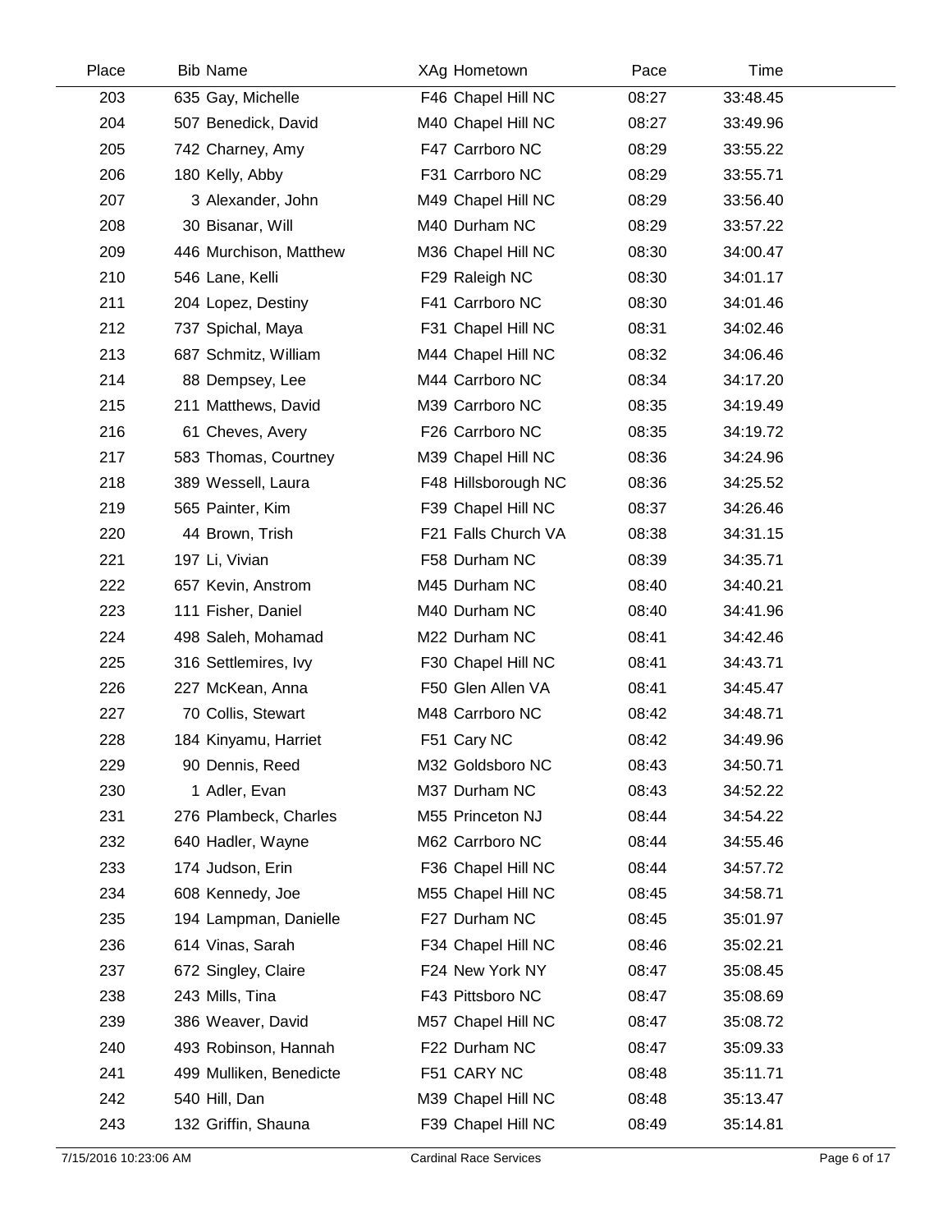| Place | Bib | Name | XAg | Hometown | Pace | Time |
|---|---|---|---|---|---|---|
| 203 | 635 | Gay, Michelle | F46 | Chapel Hill NC | 08:27 | 33:48.45 |
| 204 | 507 | Benedick, David | M40 | Chapel Hill NC | 08:27 | 33:49.96 |
| 205 | 742 | Charney, Amy | F47 | Carrboro NC | 08:29 | 33:55.22 |
| 206 | 180 | Kelly, Abby | F31 | Carrboro NC | 08:29 | 33:55.71 |
| 207 | 3 | Alexander, John | M49 | Chapel Hill NC | 08:29 | 33:56.40 |
| 208 | 30 | Bisanar, Will | M40 | Durham NC | 08:29 | 33:57.22 |
| 209 | 446 | Murchison, Matthew | M36 | Chapel Hill NC | 08:30 | 34:00.47 |
| 210 | 546 | Lane, Kelli | F29 | Raleigh NC | 08:30 | 34:01.17 |
| 211 | 204 | Lopez, Destiny | F41 | Carrboro NC | 08:30 | 34:01.46 |
| 212 | 737 | Spichal, Maya | F31 | Chapel Hill NC | 08:31 | 34:02.46 |
| 213 | 687 | Schmitz, William | M44 | Chapel Hill NC | 08:32 | 34:06.46 |
| 214 | 88 | Dempsey, Lee | M44 | Carrboro NC | 08:34 | 34:17.20 |
| 215 | 211 | Matthews, David | M39 | Carrboro NC | 08:35 | 34:19.49 |
| 216 | 61 | Cheves, Avery | F26 | Carrboro NC | 08:35 | 34:19.72 |
| 217 | 583 | Thomas, Courtney | M39 | Chapel Hill NC | 08:36 | 34:24.96 |
| 218 | 389 | Wessell, Laura | F48 | Hillsborough NC | 08:36 | 34:25.52 |
| 219 | 565 | Painter, Kim | F39 | Chapel Hill NC | 08:37 | 34:26.46 |
| 220 | 44 | Brown, Trish | F21 | Falls Church VA | 08:38 | 34:31.15 |
| 221 | 197 | Li, Vivian | F58 | Durham NC | 08:39 | 34:35.71 |
| 222 | 657 | Kevin, Anstrom | M45 | Durham NC | 08:40 | 34:40.21 |
| 223 | 111 | Fisher, Daniel | M40 | Durham NC | 08:40 | 34:41.96 |
| 224 | 498 | Saleh, Mohamad | M22 | Durham NC | 08:41 | 34:42.46 |
| 225 | 316 | Settlemires, Ivy | F30 | Chapel Hill NC | 08:41 | 34:43.71 |
| 226 | 227 | McKean, Anna | F50 | Glen Allen VA | 08:41 | 34:45.47 |
| 227 | 70 | Collis, Stewart | M48 | Carrboro NC | 08:42 | 34:48.71 |
| 228 | 184 | Kinyamu, Harriet | F51 | Cary NC | 08:42 | 34:49.96 |
| 229 | 90 | Dennis, Reed | M32 | Goldsboro NC | 08:43 | 34:50.71 |
| 230 | 1 | Adler, Evan | M37 | Durham NC | 08:43 | 34:52.22 |
| 231 | 276 | Plambeck, Charles | M55 | Princeton NJ | 08:44 | 34:54.22 |
| 232 | 640 | Hadler, Wayne | M62 | Carrboro NC | 08:44 | 34:55.46 |
| 233 | 174 | Judson, Erin | F36 | Chapel Hill NC | 08:44 | 34:57.72 |
| 234 | 608 | Kennedy, Joe | M55 | Chapel Hill NC | 08:45 | 34:58.71 |
| 235 | 194 | Lampman, Danielle | F27 | Durham NC | 08:45 | 35:01.97 |
| 236 | 614 | Vinas, Sarah | F34 | Chapel Hill NC | 08:46 | 35:02.21 |
| 237 | 672 | Singley, Claire | F24 | New York NY | 08:47 | 35:08.45 |
| 238 | 243 | Mills, Tina | F43 | Pittsboro NC | 08:47 | 35:08.69 |
| 239 | 386 | Weaver, David | M57 | Chapel Hill NC | 08:47 | 35:08.72 |
| 240 | 493 | Robinson, Hannah | F22 | Durham NC | 08:47 | 35:09.33 |
| 241 | 499 | Mulliken, Benedicte | F51 | CARY NC | 08:48 | 35:11.71 |
| 242 | 540 | Hill, Dan | M39 | Chapel Hill NC | 08:48 | 35:13.47 |
| 243 | 132 | Griffin, Shauna | F39 | Chapel Hill NC | 08:49 | 35:14.81 |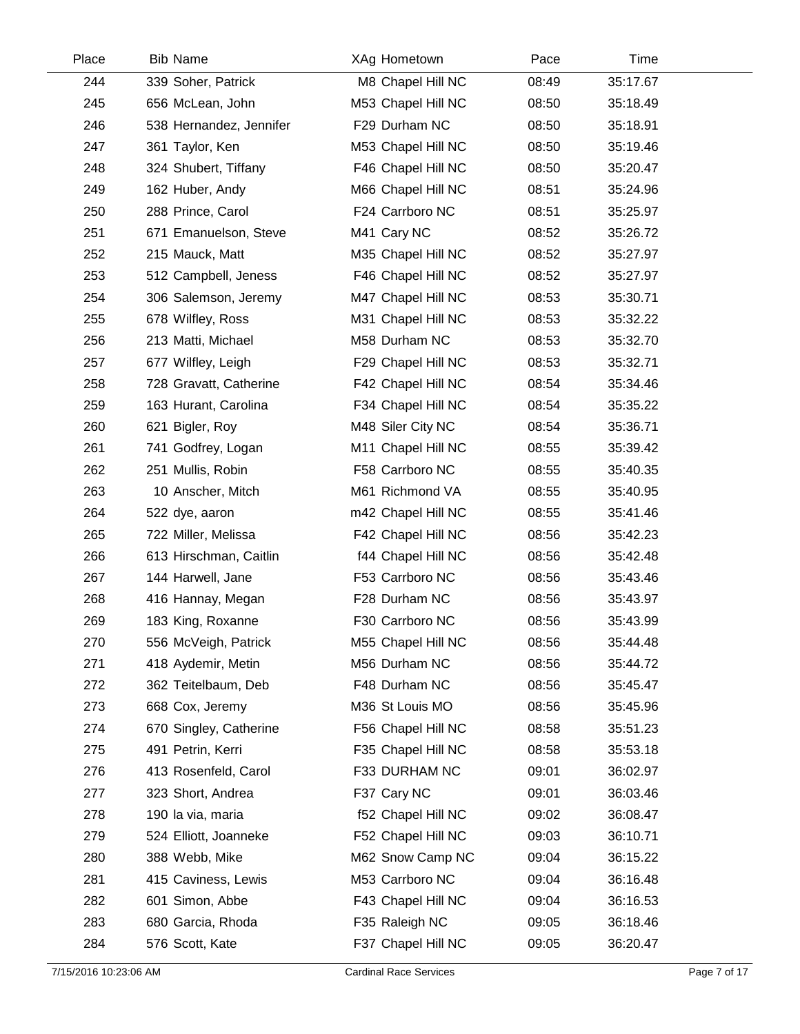| Place | Bib | Name | XAg | Hometown | Pace | Time |
|---|---|---|---|---|---|---|
| 244 | 339 | Soher, Patrick | M8 | Chapel Hill NC | 08:49 | 35:17.67 |
| 245 | 656 | McLean, John | M53 | Chapel Hill NC | 08:50 | 35:18.49 |
| 246 | 538 | Hernandez, Jennifer | F29 | Durham NC | 08:50 | 35:18.91 |
| 247 | 361 | Taylor, Ken | M53 | Chapel Hill NC | 08:50 | 35:19.46 |
| 248 | 324 | Shubert, Tiffany | F46 | Chapel Hill NC | 08:50 | 35:20.47 |
| 249 | 162 | Huber, Andy | M66 | Chapel Hill NC | 08:51 | 35:24.96 |
| 250 | 288 | Prince, Carol | F24 | Carrboro NC | 08:51 | 35:25.97 |
| 251 | 671 | Emanuelson, Steve | M41 | Cary NC | 08:52 | 35:26.72 |
| 252 | 215 | Mauck, Matt | M35 | Chapel Hill NC | 08:52 | 35:27.97 |
| 253 | 512 | Campbell, Jeness | F46 | Chapel Hill NC | 08:52 | 35:27.97 |
| 254 | 306 | Salemson, Jeremy | M47 | Chapel Hill NC | 08:53 | 35:30.71 |
| 255 | 678 | Wilfley, Ross | M31 | Chapel Hill NC | 08:53 | 35:32.22 |
| 256 | 213 | Matti, Michael | M58 | Durham NC | 08:53 | 35:32.70 |
| 257 | 677 | Wilfley, Leigh | F29 | Chapel Hill NC | 08:53 | 35:32.71 |
| 258 | 728 | Gravatt, Catherine | F42 | Chapel Hill NC | 08:54 | 35:34.46 |
| 259 | 163 | Hurant, Carolina | F34 | Chapel Hill NC | 08:54 | 35:35.22 |
| 260 | 621 | Bigler, Roy | M48 | Siler City NC | 08:54 | 35:36.71 |
| 261 | 741 | Godfrey, Logan | M11 | Chapel Hill NC | 08:55 | 35:39.42 |
| 262 | 251 | Mullis, Robin | F58 | Carrboro NC | 08:55 | 35:40.35 |
| 263 | 10 | Anscher, Mitch | M61 | Richmond VA | 08:55 | 35:40.95 |
| 264 | 522 | dye, aaron | m42 | Chapel Hill NC | 08:55 | 35:41.46 |
| 265 | 722 | Miller, Melissa | F42 | Chapel Hill NC | 08:56 | 35:42.23 |
| 266 | 613 | Hirschman, Caitlin | f44 | Chapel Hill NC | 08:56 | 35:42.48 |
| 267 | 144 | Harwell, Jane | F53 | Carrboro NC | 08:56 | 35:43.46 |
| 268 | 416 | Hannay, Megan | F28 | Durham NC | 08:56 | 35:43.97 |
| 269 | 183 | King, Roxanne | F30 | Carrboro NC | 08:56 | 35:43.99 |
| 270 | 556 | McVeigh, Patrick | M55 | Chapel Hill NC | 08:56 | 35:44.48 |
| 271 | 418 | Aydemir, Metin | M56 | Durham NC | 08:56 | 35:44.72 |
| 272 | 362 | Teitelbaum, Deb | F48 | Durham NC | 08:56 | 35:45.47 |
| 273 | 668 | Cox, Jeremy | M36 | St Louis MO | 08:56 | 35:45.96 |
| 274 | 670 | Singley, Catherine | F56 | Chapel Hill NC | 08:58 | 35:51.23 |
| 275 | 491 | Petrin, Kerri | F35 | Chapel Hill NC | 08:58 | 35:53.18 |
| 276 | 413 | Rosenfeld, Carol | F33 | DURHAM NC | 09:01 | 36:02.97 |
| 277 | 323 | Short, Andrea | F37 | Cary NC | 09:01 | 36:03.46 |
| 278 | 190 | la via, maria | f52 | Chapel Hill NC | 09:02 | 36:08.47 |
| 279 | 524 | Elliott, Joanneke | F52 | Chapel Hill NC | 09:03 | 36:10.71 |
| 280 | 388 | Webb, Mike | M62 | Snow Camp NC | 09:04 | 36:15.22 |
| 281 | 415 | Caviness, Lewis | M53 | Carrboro NC | 09:04 | 36:16.48 |
| 282 | 601 | Simon, Abbe | F43 | Chapel Hill NC | 09:04 | 36:16.53 |
| 283 | 680 | Garcia, Rhoda | F35 | Raleigh NC | 09:05 | 36:18.46 |
| 284 | 576 | Scott, Kate | F37 | Chapel Hill NC | 09:05 | 36:20.47 |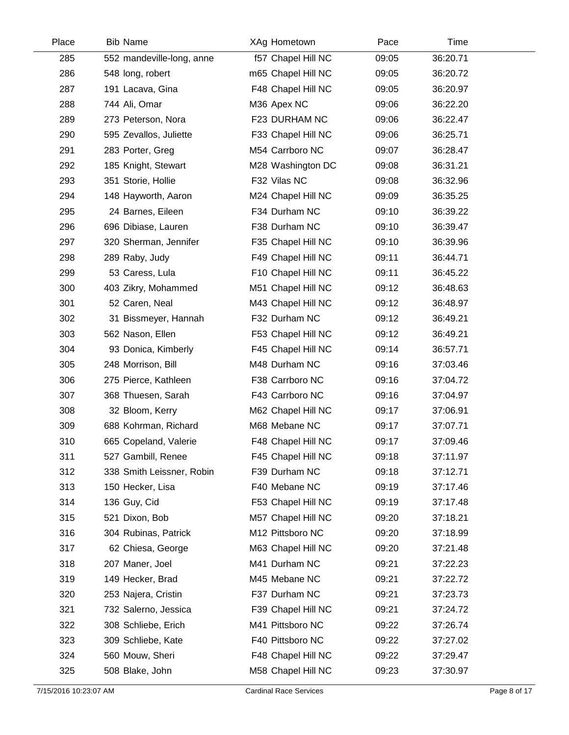| Place | Bib | Name | XAg | Hometown | Pace | Time |
|---|---|---|---|---|---|---|
| 285 | 552 | mandeville-long, anne | f57 | Chapel Hill NC | 09:05 | 36:20.71 |
| 286 | 548 | long, robert | m65 | Chapel Hill NC | 09:05 | 36:20.72 |
| 287 | 191 | Lacava, Gina | F48 | Chapel Hill NC | 09:05 | 36:20.97 |
| 288 | 744 | Ali, Omar | M36 | Apex NC | 09:06 | 36:22.20 |
| 289 | 273 | Peterson, Nora | F23 | DURHAM NC | 09:06 | 36:22.47 |
| 290 | 595 | Zevallos, Juliette | F33 | Chapel Hill NC | 09:06 | 36:25.71 |
| 291 | 283 | Porter, Greg | M54 | Carrboro NC | 09:07 | 36:28.47 |
| 292 | 185 | Knight, Stewart | M28 | Washington DC | 09:08 | 36:31.21 |
| 293 | 351 | Storie, Hollie | F32 | Vilas NC | 09:08 | 36:32.96 |
| 294 | 148 | Hayworth, Aaron | M24 | Chapel Hill NC | 09:09 | 36:35.25 |
| 295 | 24 | Barnes, Eileen | F34 | Durham NC | 09:10 | 36:39.22 |
| 296 | 696 | Dibiase, Lauren | F38 | Durham NC | 09:10 | 36:39.47 |
| 297 | 320 | Sherman, Jennifer | F35 | Chapel Hill NC | 09:10 | 36:39.96 |
| 298 | 289 | Raby, Judy | F49 | Chapel Hill NC | 09:11 | 36:44.71 |
| 299 | 53 | Caress, Lula | F10 | Chapel Hill NC | 09:11 | 36:45.22 |
| 300 | 403 | Zikry, Mohammed | M51 | Chapel Hill NC | 09:12 | 36:48.63 |
| 301 | 52 | Caren, Neal | M43 | Chapel Hill NC | 09:12 | 36:48.97 |
| 302 | 31 | Bissmeyer, Hannah | F32 | Durham NC | 09:12 | 36:49.21 |
| 303 | 562 | Nason, Ellen | F53 | Chapel Hill NC | 09:12 | 36:49.21 |
| 304 | 93 | Donica, Kimberly | F45 | Chapel Hill NC | 09:14 | 36:57.71 |
| 305 | 248 | Morrison, Bill | M48 | Durham NC | 09:16 | 37:03.46 |
| 306 | 275 | Pierce, Kathleen | F38 | Carrboro NC | 09:16 | 37:04.72 |
| 307 | 368 | Thuesen, Sarah | F43 | Carrboro NC | 09:16 | 37:04.97 |
| 308 | 32 | Bloom, Kerry | M62 | Chapel Hill NC | 09:17 | 37:06.91 |
| 309 | 688 | Kohrman, Richard | M68 | Mebane NC | 09:17 | 37:07.71 |
| 310 | 665 | Copeland, Valerie | F48 | Chapel Hill NC | 09:17 | 37:09.46 |
| 311 | 527 | Gambill, Renee | F45 | Chapel Hill NC | 09:18 | 37:11.97 |
| 312 | 338 | Smith Leissner, Robin | F39 | Durham NC | 09:18 | 37:12.71 |
| 313 | 150 | Hecker, Lisa | F40 | Mebane NC | 09:19 | 37:17.46 |
| 314 | 136 | Guy, Cid | F53 | Chapel Hill NC | 09:19 | 37:17.48 |
| 315 | 521 | Dixon, Bob | M57 | Chapel Hill NC | 09:20 | 37:18.21 |
| 316 | 304 | Rubinas, Patrick | M12 | Pittsboro NC | 09:20 | 37:18.99 |
| 317 | 62 | Chiesa, George | M63 | Chapel Hill NC | 09:20 | 37:21.48 |
| 318 | 207 | Maner, Joel | M41 | Durham NC | 09:21 | 37:22.23 |
| 319 | 149 | Hecker, Brad | M45 | Mebane NC | 09:21 | 37:22.72 |
| 320 | 253 | Najera, Cristin | F37 | Durham NC | 09:21 | 37:23.73 |
| 321 | 732 | Salerno, Jessica | F39 | Chapel Hill NC | 09:21 | 37:24.72 |
| 322 | 308 | Schliebe, Erich | M41 | Pittsboro NC | 09:22 | 37:26.74 |
| 323 | 309 | Schliebe, Kate | F40 | Pittsboro NC | 09:22 | 37:27.02 |
| 324 | 560 | Mouw, Sheri | F48 | Chapel Hill NC | 09:22 | 37:29.47 |
| 325 | 508 | Blake, John | M58 | Chapel Hill NC | 09:23 | 37:30.97 |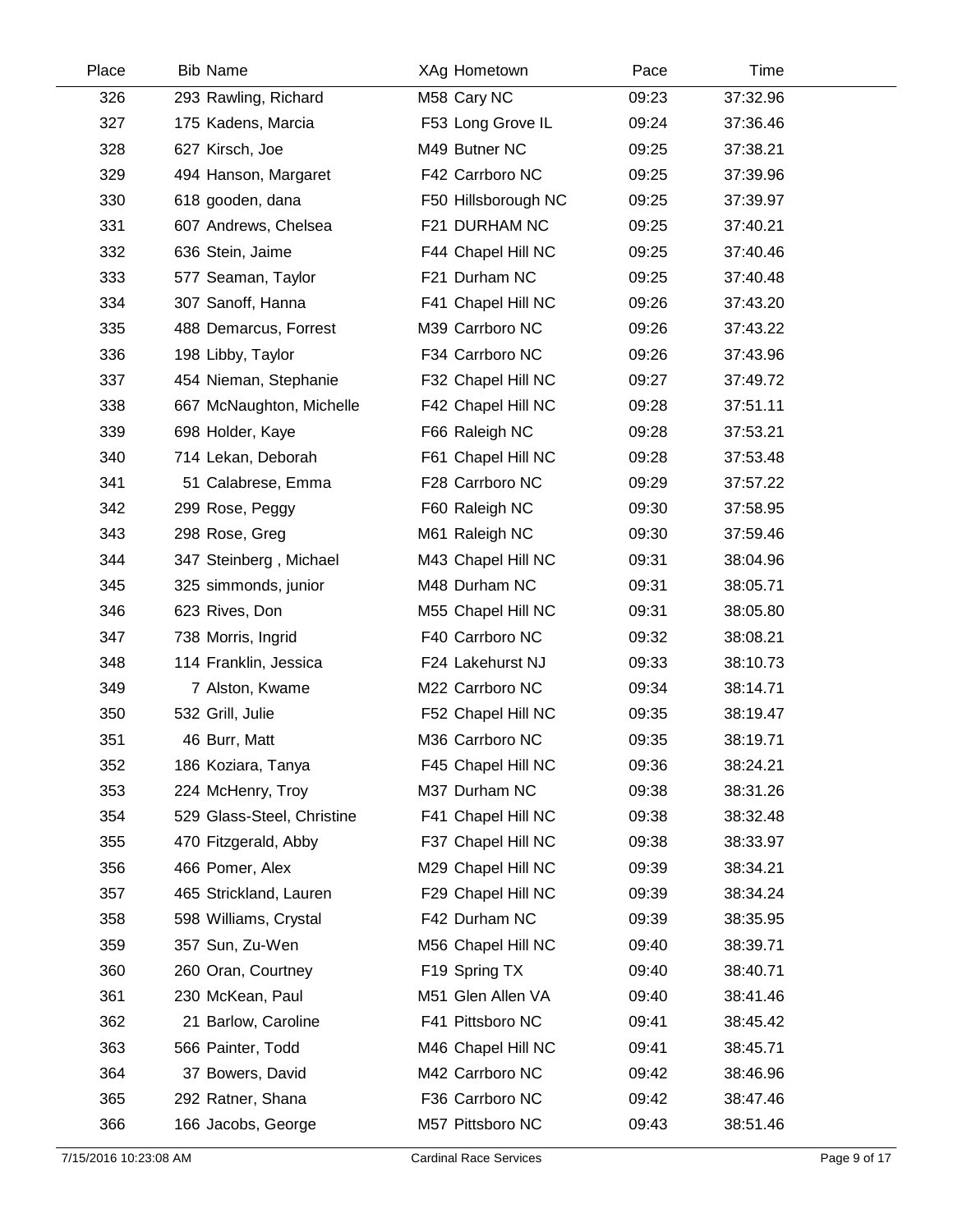| Place | Bib | Name | XAg | Hometown | Pace | Time |
|---|---|---|---|---|---|---|
| 326 | 293 | Rawling, Richard | M58 | Cary NC | 09:23 | 37:32.96 |
| 327 | 175 | Kadens, Marcia | F53 | Long Grove IL | 09:24 | 37:36.46 |
| 328 | 627 | Kirsch, Joe | M49 | Butner NC | 09:25 | 37:38.21 |
| 329 | 494 | Hanson, Margaret | F42 | Carrboro NC | 09:25 | 37:39.96 |
| 330 | 618 | gooden, dana | F50 | Hillsborough NC | 09:25 | 37:39.97 |
| 331 | 607 | Andrews, Chelsea | F21 | DURHAM NC | 09:25 | 37:40.21 |
| 332 | 636 | Stein, Jaime | F44 | Chapel Hill NC | 09:25 | 37:40.46 |
| 333 | 577 | Seaman, Taylor | F21 | Durham NC | 09:25 | 37:40.48 |
| 334 | 307 | Sanoff, Hanna | F41 | Chapel Hill NC | 09:26 | 37:43.20 |
| 335 | 488 | Demarcus, Forrest | M39 | Carrboro NC | 09:26 | 37:43.22 |
| 336 | 198 | Libby, Taylor | F34 | Carrboro NC | 09:26 | 37:43.96 |
| 337 | 454 | Nieman, Stephanie | F32 | Chapel Hill NC | 09:27 | 37:49.72 |
| 338 | 667 | McNaughton, Michelle | F42 | Chapel Hill NC | 09:28 | 37:51.11 |
| 339 | 698 | Holder, Kaye | F66 | Raleigh NC | 09:28 | 37:53.21 |
| 340 | 714 | Lekan, Deborah | F61 | Chapel Hill NC | 09:28 | 37:53.48 |
| 341 | 51 | Calabrese, Emma | F28 | Carrboro NC | 09:29 | 37:57.22 |
| 342 | 299 | Rose, Peggy | F60 | Raleigh NC | 09:30 | 37:58.95 |
| 343 | 298 | Rose, Greg | M61 | Raleigh NC | 09:30 | 37:59.46 |
| 344 | 347 | Steinberg , Michael | M43 | Chapel Hill NC | 09:31 | 38:04.96 |
| 345 | 325 | simmonds, junior | M48 | Durham NC | 09:31 | 38:05.71 |
| 346 | 623 | Rives, Don | M55 | Chapel Hill NC | 09:31 | 38:05.80 |
| 347 | 738 | Morris, Ingrid | F40 | Carrboro NC | 09:32 | 38:08.21 |
| 348 | 114 | Franklin, Jessica | F24 | Lakehurst NJ | 09:33 | 38:10.73 |
| 349 | 7 | Alston, Kwame | M22 | Carrboro NC | 09:34 | 38:14.71 |
| 350 | 532 | Grill, Julie | F52 | Chapel Hill NC | 09:35 | 38:19.47 |
| 351 | 46 | Burr, Matt | M36 | Carrboro NC | 09:35 | 38:19.71 |
| 352 | 186 | Koziara, Tanya | F45 | Chapel Hill NC | 09:36 | 38:24.21 |
| 353 | 224 | McHenry, Troy | M37 | Durham NC | 09:38 | 38:31.26 |
| 354 | 529 | Glass-Steel, Christine | F41 | Chapel Hill NC | 09:38 | 38:32.48 |
| 355 | 470 | Fitzgerald, Abby | F37 | Chapel Hill NC | 09:38 | 38:33.97 |
| 356 | 466 | Pomer, Alex | M29 | Chapel Hill NC | 09:39 | 38:34.21 |
| 357 | 465 | Strickland, Lauren | F29 | Chapel Hill NC | 09:39 | 38:34.24 |
| 358 | 598 | Williams, Crystal | F42 | Durham NC | 09:39 | 38:35.95 |
| 359 | 357 | Sun, Zu-Wen | M56 | Chapel Hill NC | 09:40 | 38:39.71 |
| 360 | 260 | Oran, Courtney | F19 | Spring TX | 09:40 | 38:40.71 |
| 361 | 230 | McKean, Paul | M51 | Glen Allen VA | 09:40 | 38:41.46 |
| 362 | 21 | Barlow, Caroline | F41 | Pittsboro NC | 09:41 | 38:45.42 |
| 363 | 566 | Painter, Todd | M46 | Chapel Hill NC | 09:41 | 38:45.71 |
| 364 | 37 | Bowers, David | M42 | Carrboro NC | 09:42 | 38:46.96 |
| 365 | 292 | Ratner, Shana | F36 | Carrboro NC | 09:42 | 38:47.46 |
| 366 | 166 | Jacobs, George | M57 | Pittsboro NC | 09:43 | 38:51.46 |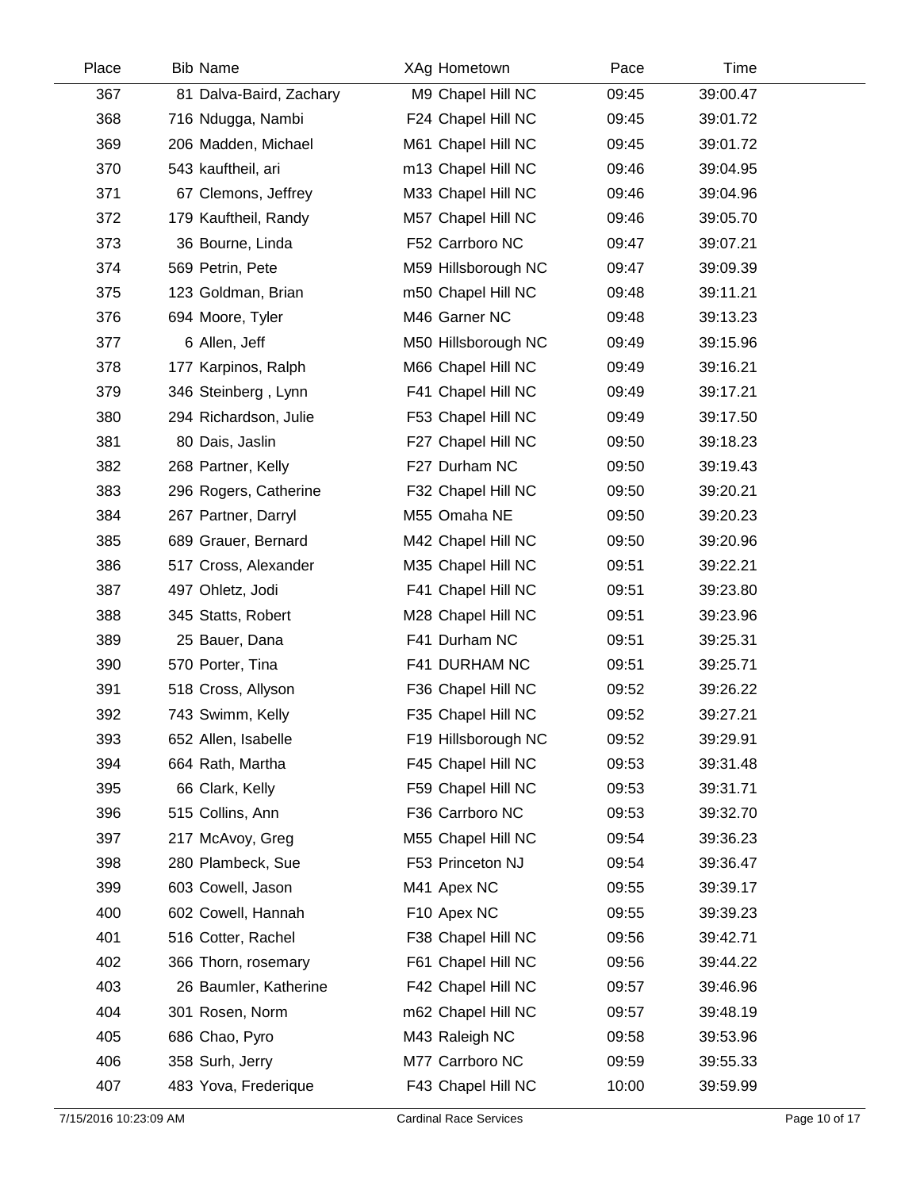| Place | Bib | Name | XAg | Hometown | Pace | Time |
|---|---|---|---|---|---|---|
| 367 | 81 | Dalva-Baird, Zachary | M9 | Chapel Hill NC | 09:45 | 39:00.47 |
| 368 | 716 | Ndugga, Nambi | F24 | Chapel Hill NC | 09:45 | 39:01.72 |
| 369 | 206 | Madden, Michael | M61 | Chapel Hill NC | 09:45 | 39:01.72 |
| 370 | 543 | kauftheil, ari | m13 | Chapel Hill NC | 09:46 | 39:04.95 |
| 371 | 67 | Clemons, Jeffrey | M33 | Chapel Hill NC | 09:46 | 39:04.96 |
| 372 | 179 | Kauftheil, Randy | M57 | Chapel Hill NC | 09:46 | 39:05.70 |
| 373 | 36 | Bourne, Linda | F52 | Carrboro NC | 09:47 | 39:07.21 |
| 374 | 569 | Petrin, Pete | M59 | Hillsborough NC | 09:47 | 39:09.39 |
| 375 | 123 | Goldman, Brian | m50 | Chapel Hill NC | 09:48 | 39:11.21 |
| 376 | 694 | Moore, Tyler | M46 | Garner NC | 09:48 | 39:13.23 |
| 377 | 6 | Allen, Jeff | M50 | Hillsborough NC | 09:49 | 39:15.96 |
| 378 | 177 | Karpinos, Ralph | M66 | Chapel Hill NC | 09:49 | 39:16.21 |
| 379 | 346 | Steinberg , Lynn | F41 | Chapel Hill NC | 09:49 | 39:17.21 |
| 380 | 294 | Richardson, Julie | F53 | Chapel Hill NC | 09:49 | 39:17.50 |
| 381 | 80 | Dais, Jaslin | F27 | Chapel Hill NC | 09:50 | 39:18.23 |
| 382 | 268 | Partner, Kelly | F27 | Durham NC | 09:50 | 39:19.43 |
| 383 | 296 | Rogers, Catherine | F32 | Chapel Hill NC | 09:50 | 39:20.21 |
| 384 | 267 | Partner, Darryl | M55 | Omaha NE | 09:50 | 39:20.23 |
| 385 | 689 | Grauer, Bernard | M42 | Chapel Hill NC | 09:50 | 39:20.96 |
| 386 | 517 | Cross, Alexander | M35 | Chapel Hill NC | 09:51 | 39:22.21 |
| 387 | 497 | Ohletz, Jodi | F41 | Chapel Hill NC | 09:51 | 39:23.80 |
| 388 | 345 | Statts, Robert | M28 | Chapel Hill NC | 09:51 | 39:23.96 |
| 389 | 25 | Bauer, Dana | F41 | Durham NC | 09:51 | 39:25.31 |
| 390 | 570 | Porter, Tina | F41 | DURHAM NC | 09:51 | 39:25.71 |
| 391 | 518 | Cross, Allyson | F36 | Chapel Hill NC | 09:52 | 39:26.22 |
| 392 | 743 | Swimm, Kelly | F35 | Chapel Hill NC | 09:52 | 39:27.21 |
| 393 | 652 | Allen, Isabelle | F19 | Hillsborough NC | 09:52 | 39:29.91 |
| 394 | 664 | Rath, Martha | F45 | Chapel Hill NC | 09:53 | 39:31.48 |
| 395 | 66 | Clark, Kelly | F59 | Chapel Hill NC | 09:53 | 39:31.71 |
| 396 | 515 | Collins, Ann | F36 | Carrboro NC | 09:53 | 39:32.70 |
| 397 | 217 | McAvoy, Greg | M55 | Chapel Hill NC | 09:54 | 39:36.23 |
| 398 | 280 | Plambeck, Sue | F53 | Princeton NJ | 09:54 | 39:36.47 |
| 399 | 603 | Cowell, Jason | M41 | Apex NC | 09:55 | 39:39.17 |
| 400 | 602 | Cowell, Hannah | F10 | Apex NC | 09:55 | 39:39.23 |
| 401 | 516 | Cotter, Rachel | F38 | Chapel Hill NC | 09:56 | 39:42.71 |
| 402 | 366 | Thorn, rosemary | F61 | Chapel Hill NC | 09:56 | 39:44.22 |
| 403 | 26 | Baumler, Katherine | F42 | Chapel Hill NC | 09:57 | 39:46.96 |
| 404 | 301 | Rosen, Norm | m62 | Chapel Hill NC | 09:57 | 39:48.19 |
| 405 | 686 | Chao, Pyro | M43 | Raleigh NC | 09:58 | 39:53.96 |
| 406 | 358 | Surh, Jerry | M77 | Carrboro NC | 09:59 | 39:55.33 |
| 407 | 483 | Yova, Frederique | F43 | Chapel Hill NC | 10:00 | 39:59.99 |

7/15/2016 10:23:09 AM — Cardinal Race Services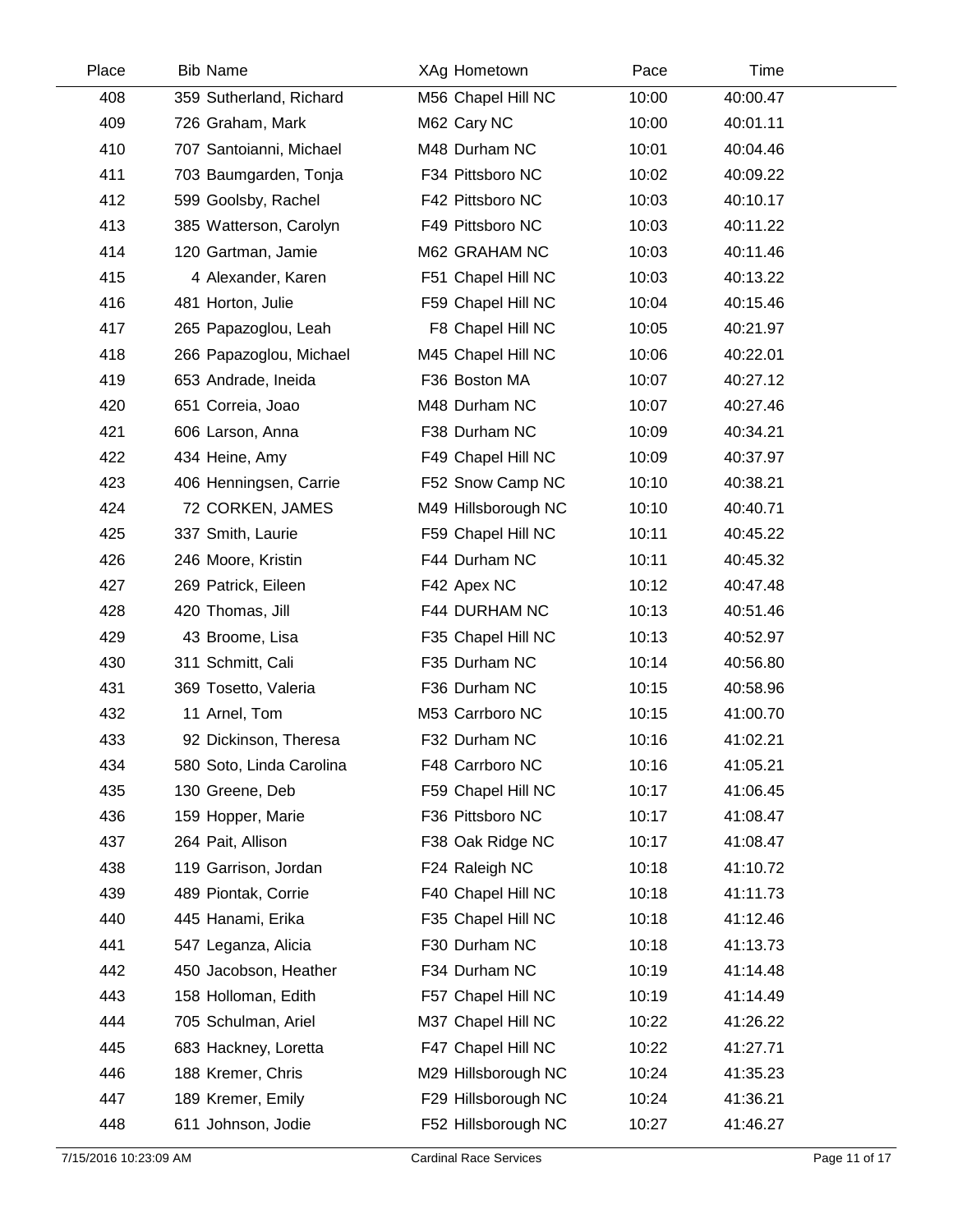| Place | Bib | Name | XAg | Hometown | Pace | Time |
|---|---|---|---|---|---|---|
| 408 | 359 | Sutherland, Richard | M56 | Chapel Hill NC | 10:00 | 40:00.47 |
| 409 | 726 | Graham, Mark | M62 | Cary NC | 10:00 | 40:01.11 |
| 410 | 707 | Santoianni, Michael | M48 | Durham NC | 10:01 | 40:04.46 |
| 411 | 703 | Baumgarden, Tonja | F34 | Pittsboro NC | 10:02 | 40:09.22 |
| 412 | 599 | Goolsby, Rachel | F42 | Pittsboro NC | 10:03 | 40:10.17 |
| 413 | 385 | Watterson, Carolyn | F49 | Pittsboro NC | 10:03 | 40:11.22 |
| 414 | 120 | Gartman, Jamie | M62 | GRAHAM NC | 10:03 | 40:11.46 |
| 415 | 4 | Alexander, Karen | F51 | Chapel Hill NC | 10:03 | 40:13.22 |
| 416 | 481 | Horton, Julie | F59 | Chapel Hill NC | 10:04 | 40:15.46 |
| 417 | 265 | Papazoglou, Leah | F8 | Chapel Hill NC | 10:05 | 40:21.97 |
| 418 | 266 | Papazoglou, Michael | M45 | Chapel Hill NC | 10:06 | 40:22.01 |
| 419 | 653 | Andrade, Ineida | F36 | Boston MA | 10:07 | 40:27.12 |
| 420 | 651 | Correia, Joao | M48 | Durham NC | 10:07 | 40:27.46 |
| 421 | 606 | Larson, Anna | F38 | Durham NC | 10:09 | 40:34.21 |
| 422 | 434 | Heine, Amy | F49 | Chapel Hill NC | 10:09 | 40:37.97 |
| 423 | 406 | Henningsen, Carrie | F52 | Snow Camp NC | 10:10 | 40:38.21 |
| 424 | 72 | CORKEN, JAMES | M49 | Hillsborough NC | 10:10 | 40:40.71 |
| 425 | 337 | Smith, Laurie | F59 | Chapel Hill NC | 10:11 | 40:45.22 |
| 426 | 246 | Moore, Kristin | F44 | Durham NC | 10:11 | 40:45.32 |
| 427 | 269 | Patrick, Eileen | F42 | Apex NC | 10:12 | 40:47.48 |
| 428 | 420 | Thomas, Jill | F44 | DURHAM NC | 10:13 | 40:51.46 |
| 429 | 43 | Broome, Lisa | F35 | Chapel Hill NC | 10:13 | 40:52.97 |
| 430 | 311 | Schmitt, Cali | F35 | Durham NC | 10:14 | 40:56.80 |
| 431 | 369 | Tosetto, Valeria | F36 | Durham NC | 10:15 | 40:58.96 |
| 432 | 11 | Arnel, Tom | M53 | Carrboro NC | 10:15 | 41:00.70 |
| 433 | 92 | Dickinson, Theresa | F32 | Durham NC | 10:16 | 41:02.21 |
| 434 | 580 | Soto, Linda Carolina | F48 | Carrboro NC | 10:16 | 41:05.21 |
| 435 | 130 | Greene, Deb | F59 | Chapel Hill NC | 10:17 | 41:06.45 |
| 436 | 159 | Hopper, Marie | F36 | Pittsboro NC | 10:17 | 41:08.47 |
| 437 | 264 | Pait, Allison | F38 | Oak Ridge NC | 10:17 | 41:08.47 |
| 438 | 119 | Garrison, Jordan | F24 | Raleigh NC | 10:18 | 41:10.72 |
| 439 | 489 | Piontak, Corrie | F40 | Chapel Hill NC | 10:18 | 41:11.73 |
| 440 | 445 | Hanami, Erika | F35 | Chapel Hill NC | 10:18 | 41:12.46 |
| 441 | 547 | Leganza, Alicia | F30 | Durham NC | 10:18 | 41:13.73 |
| 442 | 450 | Jacobson, Heather | F34 | Durham NC | 10:19 | 41:14.48 |
| 443 | 158 | Holloman, Edith | F57 | Chapel Hill NC | 10:19 | 41:14.49 |
| 444 | 705 | Schulman, Ariel | M37 | Chapel Hill NC | 10:22 | 41:26.22 |
| 445 | 683 | Hackney, Loretta | F47 | Chapel Hill NC | 10:22 | 41:27.71 |
| 446 | 188 | Kremer, Chris | M29 | Hillsborough NC | 10:24 | 41:35.23 |
| 447 | 189 | Kremer, Emily | F29 | Hillsborough NC | 10:24 | 41:36.21 |
| 448 | 611 | Johnson, Jodie | F52 | Hillsborough NC | 10:27 | 41:46.27 |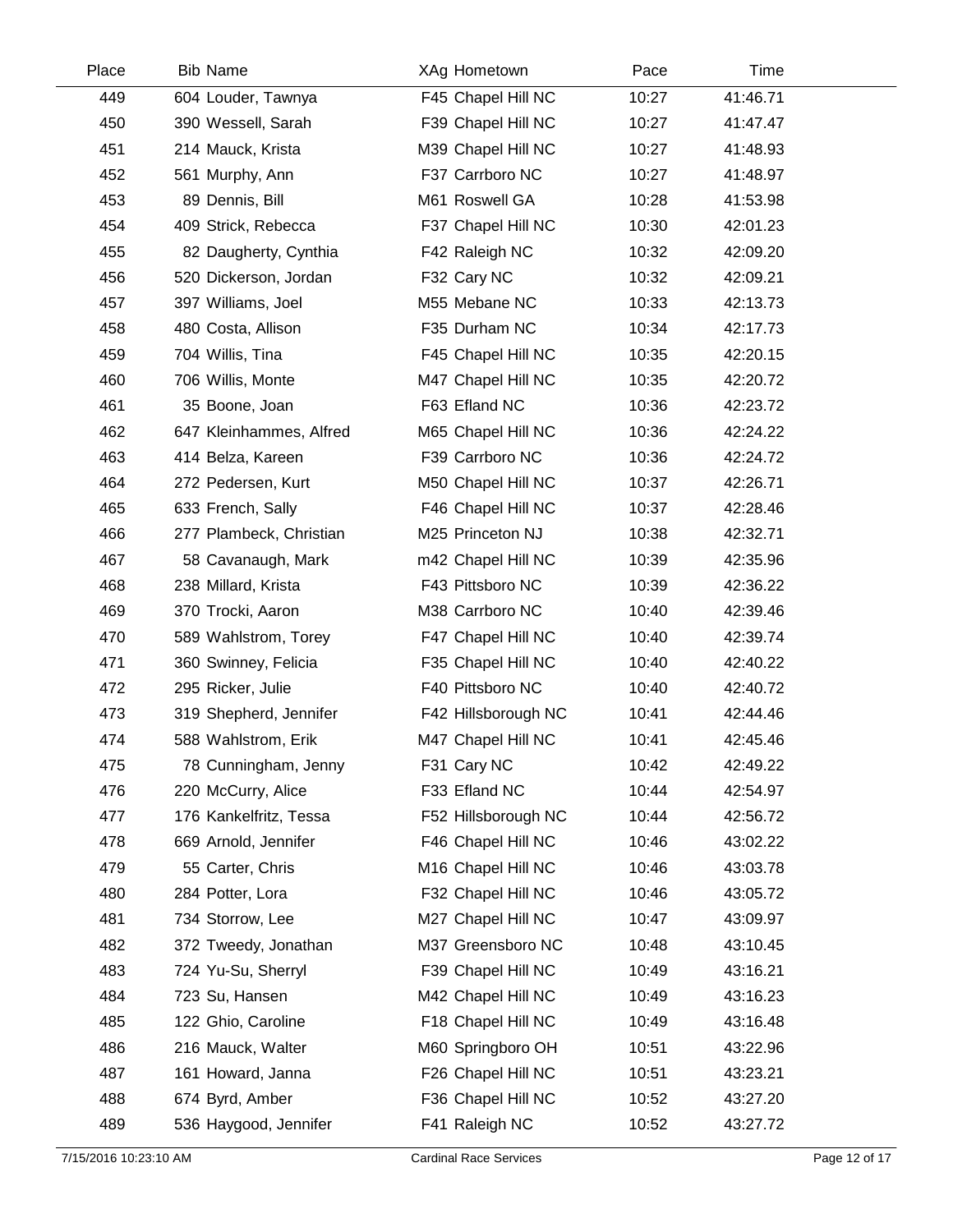| Place | Bib | Name | XAg | Hometown | Pace | Time |
|---|---|---|---|---|---|---|
| 449 | 604 | Louder, Tawnya | F45 | Chapel Hill NC | 10:27 | 41:46.71 |
| 450 | 390 | Wessell, Sarah | F39 | Chapel Hill NC | 10:27 | 41:47.47 |
| 451 | 214 | Mauck, Krista | M39 | Chapel Hill NC | 10:27 | 41:48.93 |
| 452 | 561 | Murphy, Ann | F37 | Carrboro NC | 10:27 | 41:48.97 |
| 453 | 89 | Dennis, Bill | M61 | Roswell GA | 10:28 | 41:53.98 |
| 454 | 409 | Strick, Rebecca | F37 | Chapel Hill NC | 10:30 | 42:01.23 |
| 455 | 82 | Daugherty, Cynthia | F42 | Raleigh NC | 10:32 | 42:09.20 |
| 456 | 520 | Dickerson, Jordan | F32 | Cary NC | 10:32 | 42:09.21 |
| 457 | 397 | Williams, Joel | M55 | Mebane NC | 10:33 | 42:13.73 |
| 458 | 480 | Costa, Allison | F35 | Durham NC | 10:34 | 42:17.73 |
| 459 | 704 | Willis, Tina | F45 | Chapel Hill NC | 10:35 | 42:20.15 |
| 460 | 706 | Willis, Monte | M47 | Chapel Hill NC | 10:35 | 42:20.72 |
| 461 | 35 | Boone, Joan | F63 | Efland NC | 10:36 | 42:23.72 |
| 462 | 647 | Kleinhammes, Alfred | M65 | Chapel Hill NC | 10:36 | 42:24.22 |
| 463 | 414 | Belza, Kareen | F39 | Carrboro NC | 10:36 | 42:24.72 |
| 464 | 272 | Pedersen, Kurt | M50 | Chapel Hill NC | 10:37 | 42:26.71 |
| 465 | 633 | French, Sally | F46 | Chapel Hill NC | 10:37 | 42:28.46 |
| 466 | 277 | Plambeck, Christian | M25 | Princeton NJ | 10:38 | 42:32.71 |
| 467 | 58 | Cavanaugh, Mark | m42 | Chapel Hill NC | 10:39 | 42:35.96 |
| 468 | 238 | Millard, Krista | F43 | Pittsboro NC | 10:39 | 42:36.22 |
| 469 | 370 | Trocki, Aaron | M38 | Carrboro NC | 10:40 | 42:39.46 |
| 470 | 589 | Wahlstrom, Torey | F47 | Chapel Hill NC | 10:40 | 42:39.74 |
| 471 | 360 | Swinney, Felicia | F35 | Chapel Hill NC | 10:40 | 42:40.22 |
| 472 | 295 | Ricker, Julie | F40 | Pittsboro NC | 10:40 | 42:40.72 |
| 473 | 319 | Shepherd, Jennifer | F42 | Hillsborough NC | 10:41 | 42:44.46 |
| 474 | 588 | Wahlstrom, Erik | M47 | Chapel Hill NC | 10:41 | 42:45.46 |
| 475 | 78 | Cunningham, Jenny | F31 | Cary NC | 10:42 | 42:49.22 |
| 476 | 220 | McCurry, Alice | F33 | Efland NC | 10:44 | 42:54.97 |
| 477 | 176 | Kankelfritz, Tessa | F52 | Hillsborough NC | 10:44 | 42:56.72 |
| 478 | 669 | Arnold, Jennifer | F46 | Chapel Hill NC | 10:46 | 43:02.22 |
| 479 | 55 | Carter, Chris | M16 | Chapel Hill NC | 10:46 | 43:03.78 |
| 480 | 284 | Potter, Lora | F32 | Chapel Hill NC | 10:46 | 43:05.72 |
| 481 | 734 | Storrow, Lee | M27 | Chapel Hill NC | 10:47 | 43:09.97 |
| 482 | 372 | Tweedy, Jonathan | M37 | Greensboro NC | 10:48 | 43:10.45 |
| 483 | 724 | Yu-Su, Sherryl | F39 | Chapel Hill NC | 10:49 | 43:16.21 |
| 484 | 723 | Su, Hansen | M42 | Chapel Hill NC | 10:49 | 43:16.23 |
| 485 | 122 | Ghio, Caroline | F18 | Chapel Hill NC | 10:49 | 43:16.48 |
| 486 | 216 | Mauck, Walter | M60 | Springboro OH | 10:51 | 43:22.96 |
| 487 | 161 | Howard, Janna | F26 | Chapel Hill NC | 10:51 | 43:23.21 |
| 488 | 674 | Byrd, Amber | F36 | Chapel Hill NC | 10:52 | 43:27.20 |
| 489 | 536 | Haygood, Jennifer | F41 | Raleigh NC | 10:52 | 43:27.72 |

7/15/2016 10:23:10 AM Cardinal Race Services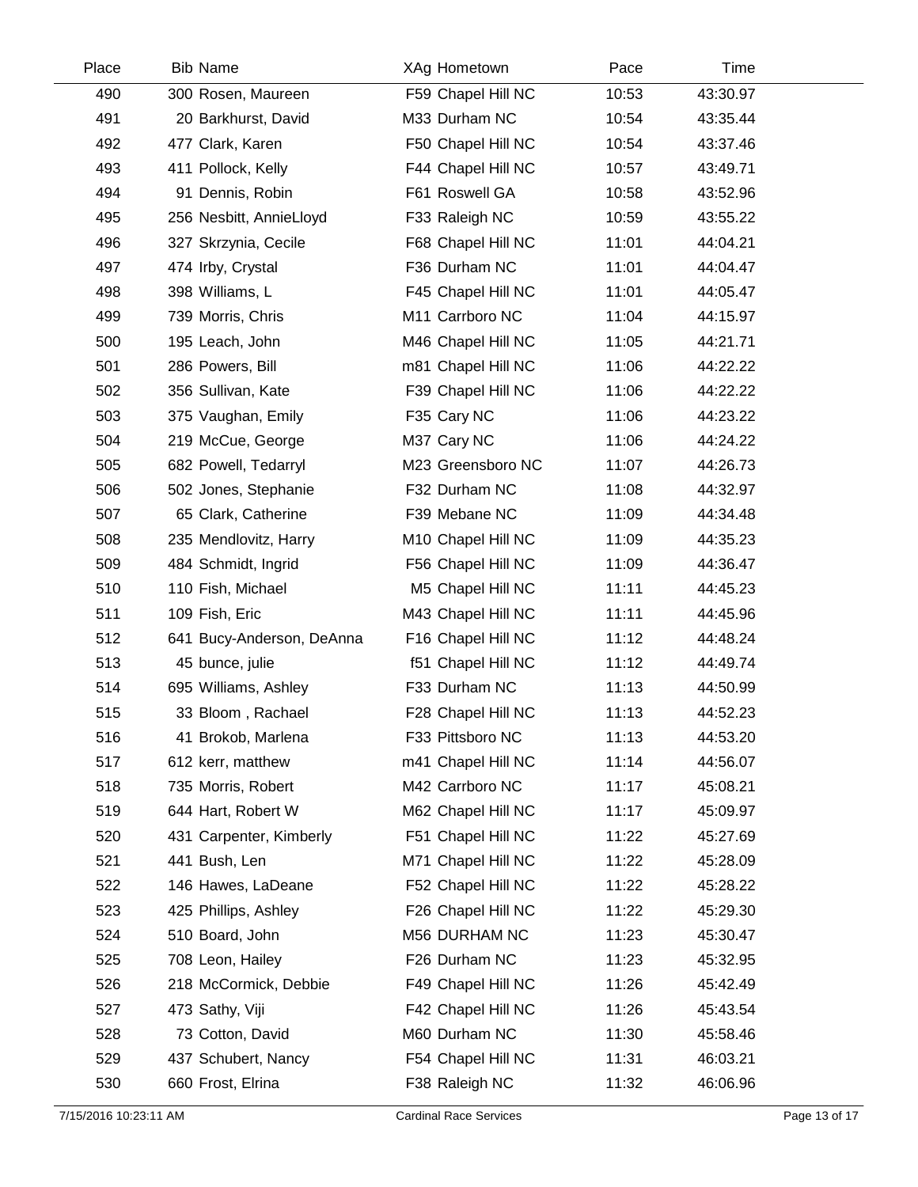| Place | Bib | Name | XAg | Hometown | Pace | Time |
| --- | --- | --- | --- | --- | --- | --- |
| 490 | 300 | Rosen, Maureen | F59 | Chapel Hill NC | 10:53 | 43:30.97 |
| 491 | 20 | Barkhurst, David | M33 | Durham NC | 10:54 | 43:35.44 |
| 492 | 477 | Clark, Karen | F50 | Chapel Hill NC | 10:54 | 43:37.46 |
| 493 | 411 | Pollock, Kelly | F44 | Chapel Hill NC | 10:57 | 43:49.71 |
| 494 | 91 | Dennis, Robin | F61 | Roswell GA | 10:58 | 43:52.96 |
| 495 | 256 | Nesbitt, AnnieLloyd | F33 | Raleigh NC | 10:59 | 43:55.22 |
| 496 | 327 | Skrzynia, Cecile | F68 | Chapel Hill NC | 11:01 | 44:04.21 |
| 497 | 474 | Irby, Crystal | F36 | Durham NC | 11:01 | 44:04.47 |
| 498 | 398 | Williams, L | F45 | Chapel Hill NC | 11:01 | 44:05.47 |
| 499 | 739 | Morris, Chris | M11 | Carrboro NC | 11:04 | 44:15.97 |
| 500 | 195 | Leach, John | M46 | Chapel Hill NC | 11:05 | 44:21.71 |
| 501 | 286 | Powers, Bill | m81 | Chapel Hill NC | 11:06 | 44:22.22 |
| 502 | 356 | Sullivan, Kate | F39 | Chapel Hill NC | 11:06 | 44:22.22 |
| 503 | 375 | Vaughan, Emily | F35 | Cary NC | 11:06 | 44:23.22 |
| 504 | 219 | McCue, George | M37 | Cary NC | 11:06 | 44:24.22 |
| 505 | 682 | Powell, Tedarryl | M23 | Greensboro NC | 11:07 | 44:26.73 |
| 506 | 502 | Jones, Stephanie | F32 | Durham NC | 11:08 | 44:32.97 |
| 507 | 65 | Clark, Catherine | F39 | Mebane NC | 11:09 | 44:34.48 |
| 508 | 235 | Mendlovitz, Harry | M10 | Chapel Hill NC | 11:09 | 44:35.23 |
| 509 | 484 | Schmidt, Ingrid | F56 | Chapel Hill NC | 11:09 | 44:36.47 |
| 510 | 110 | Fish, Michael | M5 | Chapel Hill NC | 11:11 | 44:45.23 |
| 511 | 109 | Fish, Eric | M43 | Chapel Hill NC | 11:11 | 44:45.96 |
| 512 | 641 | Bucy-Anderson, DeAnna | F16 | Chapel Hill NC | 11:12 | 44:48.24 |
| 513 | 45 | bunce, julie | f51 | Chapel Hill NC | 11:12 | 44:49.74 |
| 514 | 695 | Williams, Ashley | F33 | Durham NC | 11:13 | 44:50.99 |
| 515 | 33 | Bloom , Rachael | F28 | Chapel Hill NC | 11:13 | 44:52.23 |
| 516 | 41 | Brokob, Marlena | F33 | Pittsboro NC | 11:13 | 44:53.20 |
| 517 | 612 | kerr, matthew | m41 | Chapel Hill NC | 11:14 | 44:56.07 |
| 518 | 735 | Morris, Robert | M42 | Carrboro NC | 11:17 | 45:08.21 |
| 519 | 644 | Hart, Robert W | M62 | Chapel Hill NC | 11:17 | 45:09.97 |
| 520 | 431 | Carpenter, Kimberly | F51 | Chapel Hill NC | 11:22 | 45:27.69 |
| 521 | 441 | Bush, Len | M71 | Chapel Hill NC | 11:22 | 45:28.09 |
| 522 | 146 | Hawes, LaDeane | F52 | Chapel Hill NC | 11:22 | 45:28.22 |
| 523 | 425 | Phillips, Ashley | F26 | Chapel Hill NC | 11:22 | 45:29.30 |
| 524 | 510 | Board, John | M56 | DURHAM NC | 11:23 | 45:30.47 |
| 525 | 708 | Leon, Hailey | F26 | Durham NC | 11:23 | 45:32.95 |
| 526 | 218 | McCormick, Debbie | F49 | Chapel Hill NC | 11:26 | 45:42.49 |
| 527 | 473 | Sathy, Viji | F42 | Chapel Hill NC | 11:26 | 45:43.54 |
| 528 | 73 | Cotton, David | M60 | Durham NC | 11:30 | 45:58.46 |
| 529 | 437 | Schubert, Nancy | F54 | Chapel Hill NC | 11:31 | 46:03.21 |
| 530 | 660 | Frost, Elrina | F38 | Raleigh NC | 11:32 | 46:06.96 |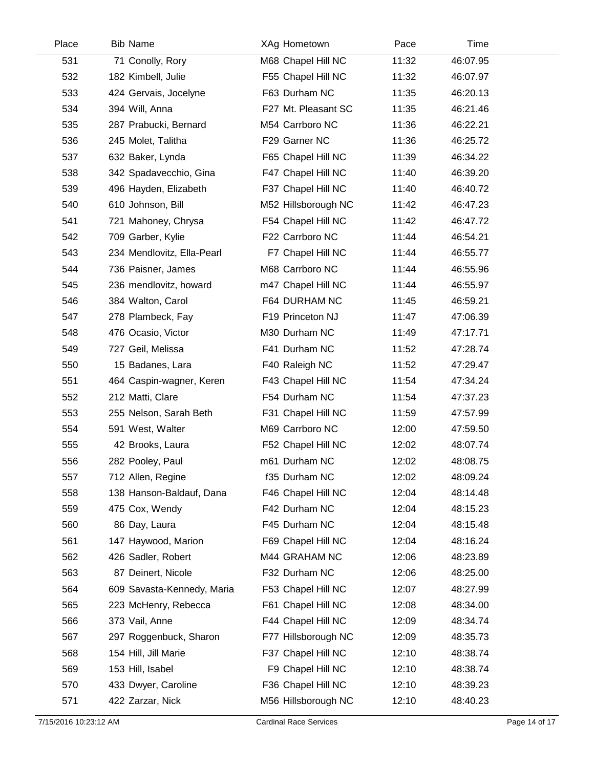| Place | Bib | Name | XAg | Hometown | Pace | Time |
|---|---|---|---|---|---|---|
| 531 | 71 | Conolly, Rory | M68 | Chapel Hill NC | 11:32 | 46:07.95 |
| 532 | 182 | Kimbell, Julie | F55 | Chapel Hill NC | 11:32 | 46:07.97 |
| 533 | 424 | Gervais, Jocelyne | F63 | Durham NC | 11:35 | 46:20.13 |
| 534 | 394 | Will, Anna | F27 | Mt. Pleasant SC | 11:35 | 46:21.46 |
| 535 | 287 | Prabucki, Bernard | M54 | Carrboro NC | 11:36 | 46:22.21 |
| 536 | 245 | Molet, Talitha | F29 | Garner NC | 11:36 | 46:25.72 |
| 537 | 632 | Baker, Lynda | F65 | Chapel Hill NC | 11:39 | 46:34.22 |
| 538 | 342 | Spadavecchio, Gina | F47 | Chapel Hill NC | 11:40 | 46:39.20 |
| 539 | 496 | Hayden, Elizabeth | F37 | Chapel Hill NC | 11:40 | 46:40.72 |
| 540 | 610 | Johnson, Bill | M52 | Hillsborough NC | 11:42 | 46:47.23 |
| 541 | 721 | Mahoney, Chrysa | F54 | Chapel Hill NC | 11:42 | 46:47.72 |
| 542 | 709 | Garber, Kylie | F22 | Carrboro NC | 11:44 | 46:54.21 |
| 543 | 234 | Mendlovitz, Ella-Pearl | F7 | Chapel Hill NC | 11:44 | 46:55.77 |
| 544 | 736 | Paisner, James | M68 | Carrboro NC | 11:44 | 46:55.96 |
| 545 | 236 | mendlovitz, howard | m47 | Chapel Hill NC | 11:44 | 46:55.97 |
| 546 | 384 | Walton, Carol | F64 | DURHAM NC | 11:45 | 46:59.21 |
| 547 | 278 | Plambeck, Fay | F19 | Princeton NJ | 11:47 | 47:06.39 |
| 548 | 476 | Ocasio, Victor | M30 | Durham NC | 11:49 | 47:17.71 |
| 549 | 727 | Geil, Melissa | F41 | Durham NC | 11:52 | 47:28.74 |
| 550 | 15 | Badanes, Lara | F40 | Raleigh NC | 11:52 | 47:29.47 |
| 551 | 464 | Caspin-wagner, Keren | F43 | Chapel Hill NC | 11:54 | 47:34.24 |
| 552 | 212 | Matti, Clare | F54 | Durham NC | 11:54 | 47:37.23 |
| 553 | 255 | Nelson, Sarah Beth | F31 | Chapel Hill NC | 11:59 | 47:57.99 |
| 554 | 591 | West, Walter | M69 | Carrboro NC | 12:00 | 47:59.50 |
| 555 | 42 | Brooks, Laura | F52 | Chapel Hill NC | 12:02 | 48:07.74 |
| 556 | 282 | Pooley, Paul | m61 | Durham NC | 12:02 | 48:08.75 |
| 557 | 712 | Allen, Regine | f35 | Durham NC | 12:02 | 48:09.24 |
| 558 | 138 | Hanson-Baldauf, Dana | F46 | Chapel Hill NC | 12:04 | 48:14.48 |
| 559 | 475 | Cox, Wendy | F42 | Durham NC | 12:04 | 48:15.23 |
| 560 | 86 | Day, Laura | F45 | Durham NC | 12:04 | 48:15.48 |
| 561 | 147 | Haywood, Marion | F69 | Chapel Hill NC | 12:04 | 48:16.24 |
| 562 | 426 | Sadler, Robert | M44 | GRAHAM NC | 12:06 | 48:23.89 |
| 563 | 87 | Deinert, Nicole | F32 | Durham NC | 12:06 | 48:25.00 |
| 564 | 609 | Savasta-Kennedy, Maria | F53 | Chapel Hill NC | 12:07 | 48:27.99 |
| 565 | 223 | McHenry, Rebecca | F61 | Chapel Hill NC | 12:08 | 48:34.00 |
| 566 | 373 | Vail, Anne | F44 | Chapel Hill NC | 12:09 | 48:34.74 |
| 567 | 297 | Roggenbuck, Sharon | F77 | Hillsborough NC | 12:09 | 48:35.73 |
| 568 | 154 | Hill, Jill Marie | F37 | Chapel Hill NC | 12:10 | 48:38.74 |
| 569 | 153 | Hill, Isabel | F9 | Chapel Hill NC | 12:10 | 48:38.74 |
| 570 | 433 | Dwyer, Caroline | F36 | Chapel Hill NC | 12:10 | 48:39.23 |
| 571 | 422 | Zarzar, Nick | M56 | Hillsborough NC | 12:10 | 48:40.23 |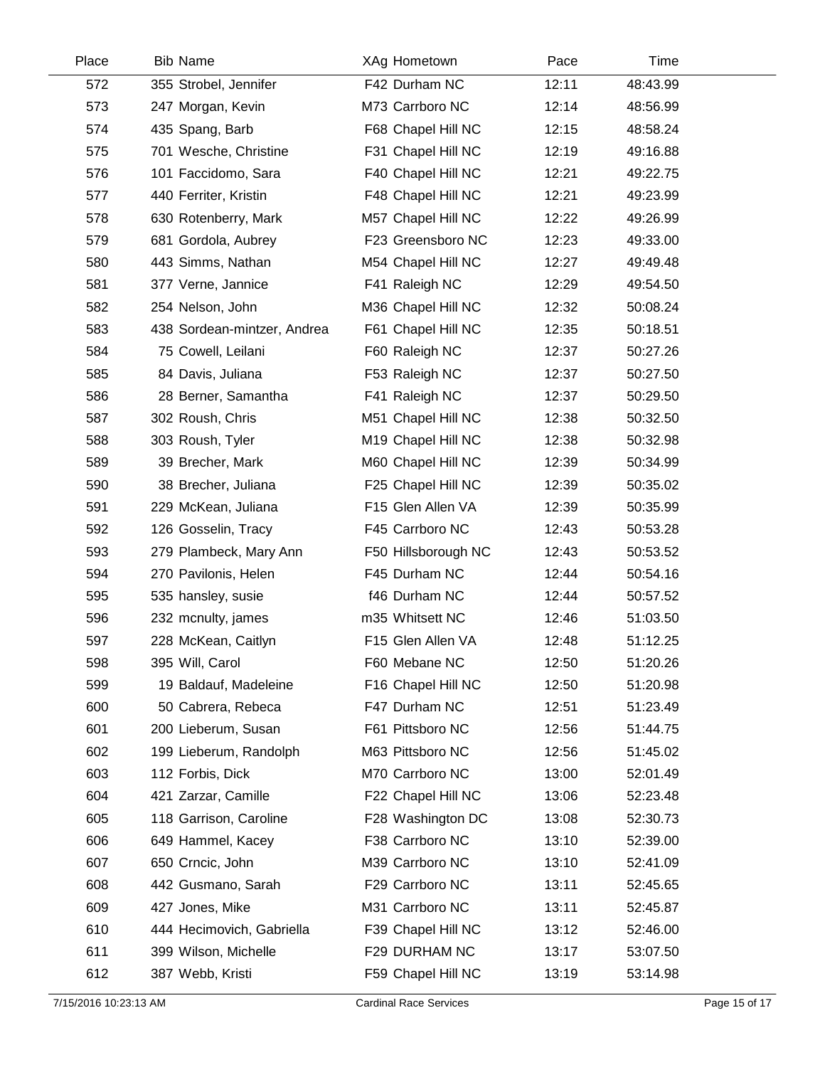| Place | Bib Name | XAg Hometown | Pace | Time |
|---|---|---|---|---|
| 572 | 355 Strobel, Jennifer | F42 Durham NC | 12:11 | 48:43.99 |
| 573 | 247 Morgan, Kevin | M73 Carrboro NC | 12:14 | 48:56.99 |
| 574 | 435 Spang, Barb | F68 Chapel Hill NC | 12:15 | 48:58.24 |
| 575 | 701 Wesche, Christine | F31 Chapel Hill NC | 12:19 | 49:16.88 |
| 576 | 101 Faccidomo, Sara | F40 Chapel Hill NC | 12:21 | 49:22.75 |
| 577 | 440 Ferriter, Kristin | F48 Chapel Hill NC | 12:21 | 49:23.99 |
| 578 | 630 Rotenberry, Mark | M57 Chapel Hill NC | 12:22 | 49:26.99 |
| 579 | 681 Gordola, Aubrey | F23 Greensboro NC | 12:23 | 49:33.00 |
| 580 | 443 Simms, Nathan | M54 Chapel Hill NC | 12:27 | 49:49.48 |
| 581 | 377 Verne, Jannice | F41 Raleigh NC | 12:29 | 49:54.50 |
| 582 | 254 Nelson, John | M36 Chapel Hill NC | 12:32 | 50:08.24 |
| 583 | 438 Sordean-mintzer, Andrea | F61 Chapel Hill NC | 12:35 | 50:18.51 |
| 584 | 75 Cowell, Leilani | F60 Raleigh NC | 12:37 | 50:27.26 |
| 585 | 84 Davis, Juliana | F53 Raleigh NC | 12:37 | 50:27.50 |
| 586 | 28 Berner, Samantha | F41 Raleigh NC | 12:37 | 50:29.50 |
| 587 | 302 Roush, Chris | M51 Chapel Hill NC | 12:38 | 50:32.50 |
| 588 | 303 Roush, Tyler | M19 Chapel Hill NC | 12:38 | 50:32.98 |
| 589 | 39 Brecher, Mark | M60 Chapel Hill NC | 12:39 | 50:34.99 |
| 590 | 38 Brecher, Juliana | F25 Chapel Hill NC | 12:39 | 50:35.02 |
| 591 | 229 McKean, Juliana | F15 Glen Allen VA | 12:39 | 50:35.99 |
| 592 | 126 Gosselin, Tracy | F45 Carrboro NC | 12:43 | 50:53.28 |
| 593 | 279 Plambeck, Mary Ann | F50 Hillsborough NC | 12:43 | 50:53.52 |
| 594 | 270 Pavilonis, Helen | F45 Durham NC | 12:44 | 50:54.16 |
| 595 | 535 hansley, susie | f46 Durham NC | 12:44 | 50:57.52 |
| 596 | 232 mcnulty, james | m35 Whitsett NC | 12:46 | 51:03.50 |
| 597 | 228 McKean, Caitlyn | F15 Glen Allen VA | 12:48 | 51:12.25 |
| 598 | 395 Will, Carol | F60 Mebane NC | 12:50 | 51:20.26 |
| 599 | 19 Baldauf, Madeleine | F16 Chapel Hill NC | 12:50 | 51:20.98 |
| 600 | 50 Cabrera, Rebeca | F47 Durham NC | 12:51 | 51:23.49 |
| 601 | 200 Lieberum, Susan | F61 Pittsboro NC | 12:56 | 51:44.75 |
| 602 | 199 Lieberum, Randolph | M63 Pittsboro NC | 12:56 | 51:45.02 |
| 603 | 112 Forbis, Dick | M70 Carrboro NC | 13:00 | 52:01.49 |
| 604 | 421 Zarzar, Camille | F22 Chapel Hill NC | 13:06 | 52:23.48 |
| 605 | 118 Garrison, Caroline | F28 Washington DC | 13:08 | 52:30.73 |
| 606 | 649 Hammel, Kacey | F38 Carrboro NC | 13:10 | 52:39.00 |
| 607 | 650 Crncic, John | M39 Carrboro NC | 13:10 | 52:41.09 |
| 608 | 442 Gusmano, Sarah | F29 Carrboro NC | 13:11 | 52:45.65 |
| 609 | 427 Jones, Mike | M31 Carrboro NC | 13:11 | 52:45.87 |
| 610 | 444 Hecimovich, Gabriella | F39 Chapel Hill NC | 13:12 | 52:46.00 |
| 611 | 399 Wilson, Michelle | F29 DURHAM NC | 13:17 | 53:07.50 |
| 612 | 387 Webb, Kristi | F59 Chapel Hill NC | 13:19 | 53:14.98 |

7/15/2016 10:23:13 AM Cardinal Race Services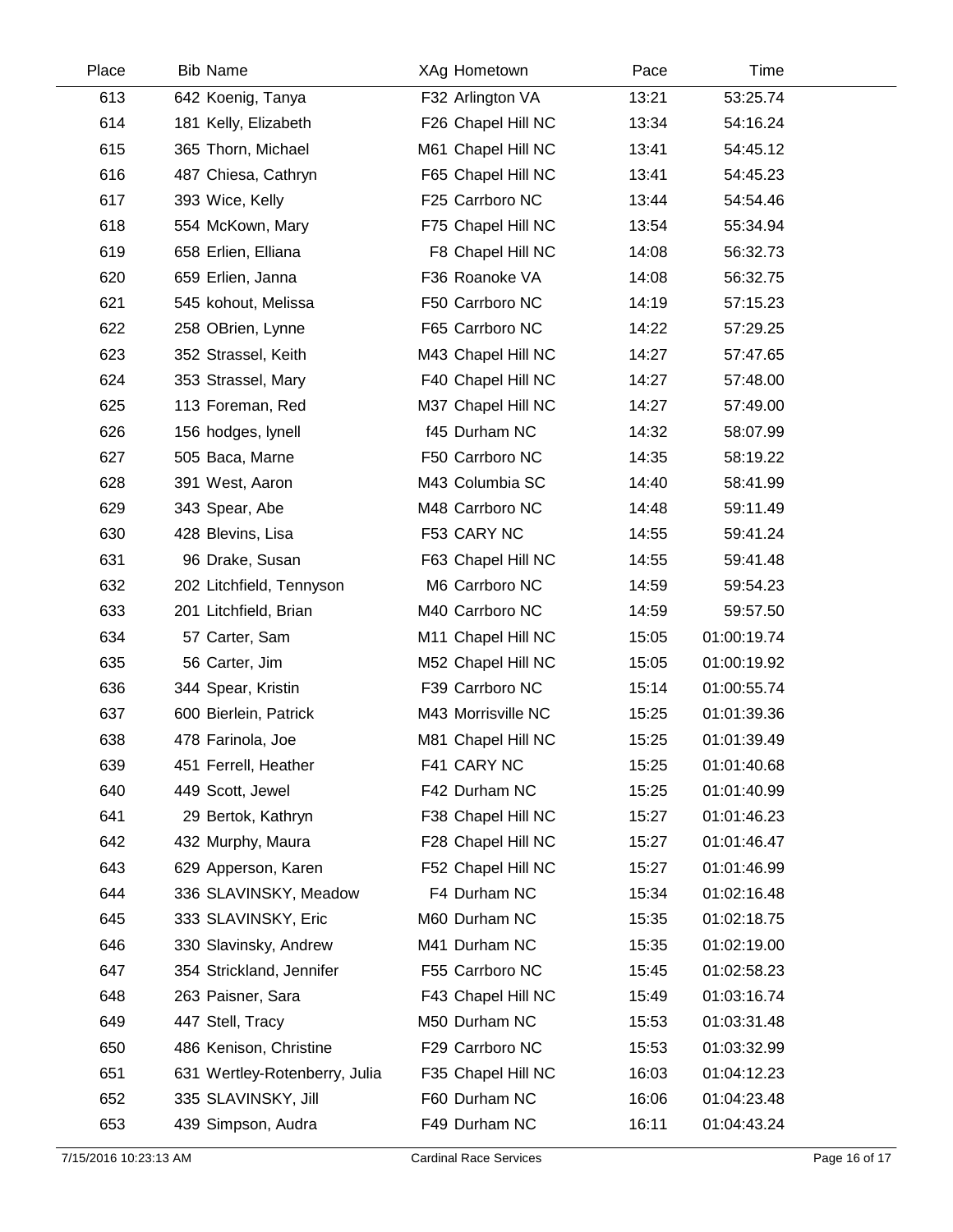| Place | Bib | Name | XAg | Hometown | Pace | Time |
|---|---|---|---|---|---|---|
| 613 | 642 | Koenig, Tanya | F32 | Arlington VA | 13:21 | 53:25.74 |
| 614 | 181 | Kelly, Elizabeth | F26 | Chapel Hill NC | 13:34 | 54:16.24 |
| 615 | 365 | Thorn, Michael | M61 | Chapel Hill NC | 13:41 | 54:45.12 |
| 616 | 487 | Chiesa, Cathryn | F65 | Chapel Hill NC | 13:41 | 54:45.23 |
| 617 | 393 | Wice, Kelly | F25 | Carrboro NC | 13:44 | 54:54.46 |
| 618 | 554 | McKown, Mary | F75 | Chapel Hill NC | 13:54 | 55:34.94 |
| 619 | 658 | Erlien, Elliana | F8 | Chapel Hill NC | 14:08 | 56:32.73 |
| 620 | 659 | Erlien, Janna | F36 | Roanoke VA | 14:08 | 56:32.75 |
| 621 | 545 | kohout, Melissa | F50 | Carrboro NC | 14:19 | 57:15.23 |
| 622 | 258 | OBrien, Lynne | F65 | Carrboro NC | 14:22 | 57:29.25 |
| 623 | 352 | Strassel, Keith | M43 | Chapel Hill NC | 14:27 | 57:47.65 |
| 624 | 353 | Strassel, Mary | F40 | Chapel Hill NC | 14:27 | 57:48.00 |
| 625 | 113 | Foreman, Red | M37 | Chapel Hill NC | 14:27 | 57:49.00 |
| 626 | 156 | hodges, lynell | f45 | Durham NC | 14:32 | 58:07.99 |
| 627 | 505 | Baca, Marne | F50 | Carrboro NC | 14:35 | 58:19.22 |
| 628 | 391 | West, Aaron | M43 | Columbia SC | 14:40 | 58:41.99 |
| 629 | 343 | Spear, Abe | M48 | Carrboro NC | 14:48 | 59:11.49 |
| 630 | 428 | Blevins, Lisa | F53 | CARY NC | 14:55 | 59:41.24 |
| 631 | 96 | Drake, Susan | F63 | Chapel Hill NC | 14:55 | 59:41.48 |
| 632 | 202 | Litchfield, Tennyson | M6 | Carrboro NC | 14:59 | 59:54.23 |
| 633 | 201 | Litchfield, Brian | M40 | Carrboro NC | 14:59 | 59:57.50 |
| 634 | 57 | Carter, Sam | M11 | Chapel Hill NC | 15:05 | 01:00:19.74 |
| 635 | 56 | Carter, Jim | M52 | Chapel Hill NC | 15:05 | 01:00:19.92 |
| 636 | 344 | Spear, Kristin | F39 | Carrboro NC | 15:14 | 01:00:55.74 |
| 637 | 600 | Bierlein, Patrick | M43 | Morrisville NC | 15:25 | 01:01:39.36 |
| 638 | 478 | Farinola, Joe | M81 | Chapel Hill NC | 15:25 | 01:01:39.49 |
| 639 | 451 | Ferrell, Heather | F41 | CARY NC | 15:25 | 01:01:40.68 |
| 640 | 449 | Scott, Jewel | F42 | Durham NC | 15:25 | 01:01:40.99 |
| 641 | 29 | Bertok, Kathryn | F38 | Chapel Hill NC | 15:27 | 01:01:46.23 |
| 642 | 432 | Murphy, Maura | F28 | Chapel Hill NC | 15:27 | 01:01:46.47 |
| 643 | 629 | Apperson, Karen | F52 | Chapel Hill NC | 15:27 | 01:01:46.99 |
| 644 | 336 | SLAVINSKY, Meadow | F4 | Durham NC | 15:34 | 01:02:16.48 |
| 645 | 333 | SLAVINSKY, Eric | M60 | Durham NC | 15:35 | 01:02:18.75 |
| 646 | 330 | Slavinsky, Andrew | M41 | Durham NC | 15:35 | 01:02:19.00 |
| 647 | 354 | Strickland, Jennifer | F55 | Carrboro NC | 15:45 | 01:02:58.23 |
| 648 | 263 | Paisner, Sara | F43 | Chapel Hill NC | 15:49 | 01:03:16.74 |
| 649 | 447 | Stell, Tracy | M50 | Durham NC | 15:53 | 01:03:31.48 |
| 650 | 486 | Kenison, Christine | F29 | Carrboro NC | 15:53 | 01:03:32.99 |
| 651 | 631 | Wertley-Rotenberry, Julia | F35 | Chapel Hill NC | 16:03 | 01:04:12.23 |
| 652 | 335 | SLAVINSKY, Jill | F60 | Durham NC | 16:06 | 01:04:23.48 |
| 653 | 439 | Simpson, Audra | F49 | Durham NC | 16:11 | 01:04:43.24 |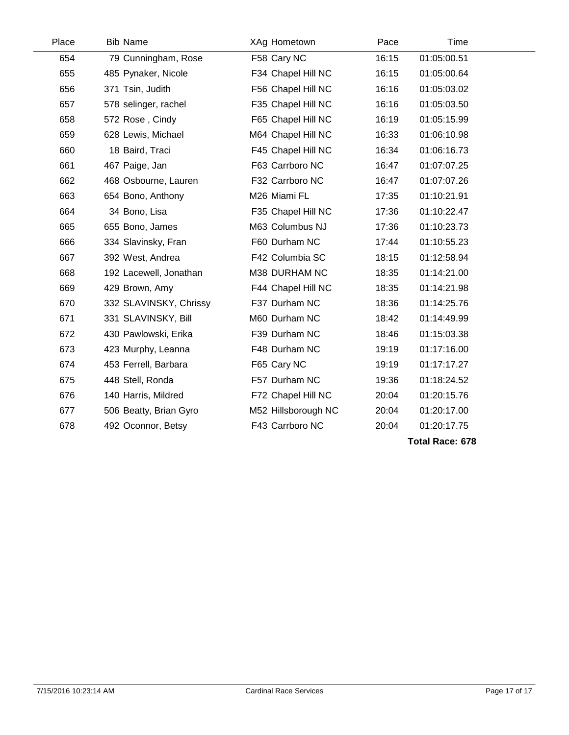| Place | Bib | Name | XAg | Hometown | Pace | Time |
|---|---|---|---|---|---|---|
| 654 | 79 | Cunningham, Rose | F58 | Cary NC | 16:15 | 01:05:00.51 |
| 655 | 485 | Pynaker, Nicole | F34 | Chapel Hill NC | 16:15 | 01:05:00.64 |
| 656 | 371 | Tsin, Judith | F56 | Chapel Hill NC | 16:16 | 01:05:03.02 |
| 657 | 578 | selinger, rachel | F35 | Chapel Hill NC | 16:16 | 01:05:03.50 |
| 658 | 572 | Rose , Cindy | F65 | Chapel Hill NC | 16:19 | 01:05:15.99 |
| 659 | 628 | Lewis, Michael | M64 | Chapel Hill NC | 16:33 | 01:06:10.98 |
| 660 | 18 | Baird, Traci | F45 | Chapel Hill NC | 16:34 | 01:06:16.73 |
| 661 | 467 | Paige, Jan | F63 | Carrboro NC | 16:47 | 01:07:07.25 |
| 662 | 468 | Osbourne, Lauren | F32 | Carrboro NC | 16:47 | 01:07:07.26 |
| 663 | 654 | Bono, Anthony | M26 | Miami FL | 17:35 | 01:10:21.91 |
| 664 | 34 | Bono, Lisa | F35 | Chapel Hill NC | 17:36 | 01:10:22.47 |
| 665 | 655 | Bono, James | M63 | Columbus NJ | 17:36 | 01:10:23.73 |
| 666 | 334 | Slavinsky, Fran | F60 | Durham NC | 17:44 | 01:10:55.23 |
| 667 | 392 | West, Andrea | F42 | Columbia SC | 18:15 | 01:12:58.94 |
| 668 | 192 | Lacewell, Jonathan | M38 | DURHAM NC | 18:35 | 01:14:21.00 |
| 669 | 429 | Brown, Amy | F44 | Chapel Hill NC | 18:35 | 01:14:21.98 |
| 670 | 332 | SLAVINSKY, Chrissy | F37 | Durham NC | 18:36 | 01:14:25.76 |
| 671 | 331 | SLAVINSKY, Bill | M60 | Durham NC | 18:42 | 01:14:49.99 |
| 672 | 430 | Pawlowski, Erika | F39 | Durham NC | 18:46 | 01:15:03.38 |
| 673 | 423 | Murphy, Leanna | F48 | Durham NC | 19:19 | 01:17:16.00 |
| 674 | 453 | Ferrell, Barbara | F65 | Cary NC | 19:19 | 01:17:17.27 |
| 675 | 448 | Stell, Ronda | F57 | Durham NC | 19:36 | 01:18:24.52 |
| 676 | 140 | Harris, Mildred | F72 | Chapel Hill NC | 20:04 | 01:20:15.76 |
| 677 | 506 | Beatty, Brian Gyro | M52 | Hillsborough NC | 20:04 | 01:20:17.00 |
| 678 | 492 | Oconnor, Betsy | F43 | Carrboro NC | 20:04 | 01:20:17.75 |

**Total Race: 678**

7/15/2016 10:23:14 AM — Cardinal Race Services